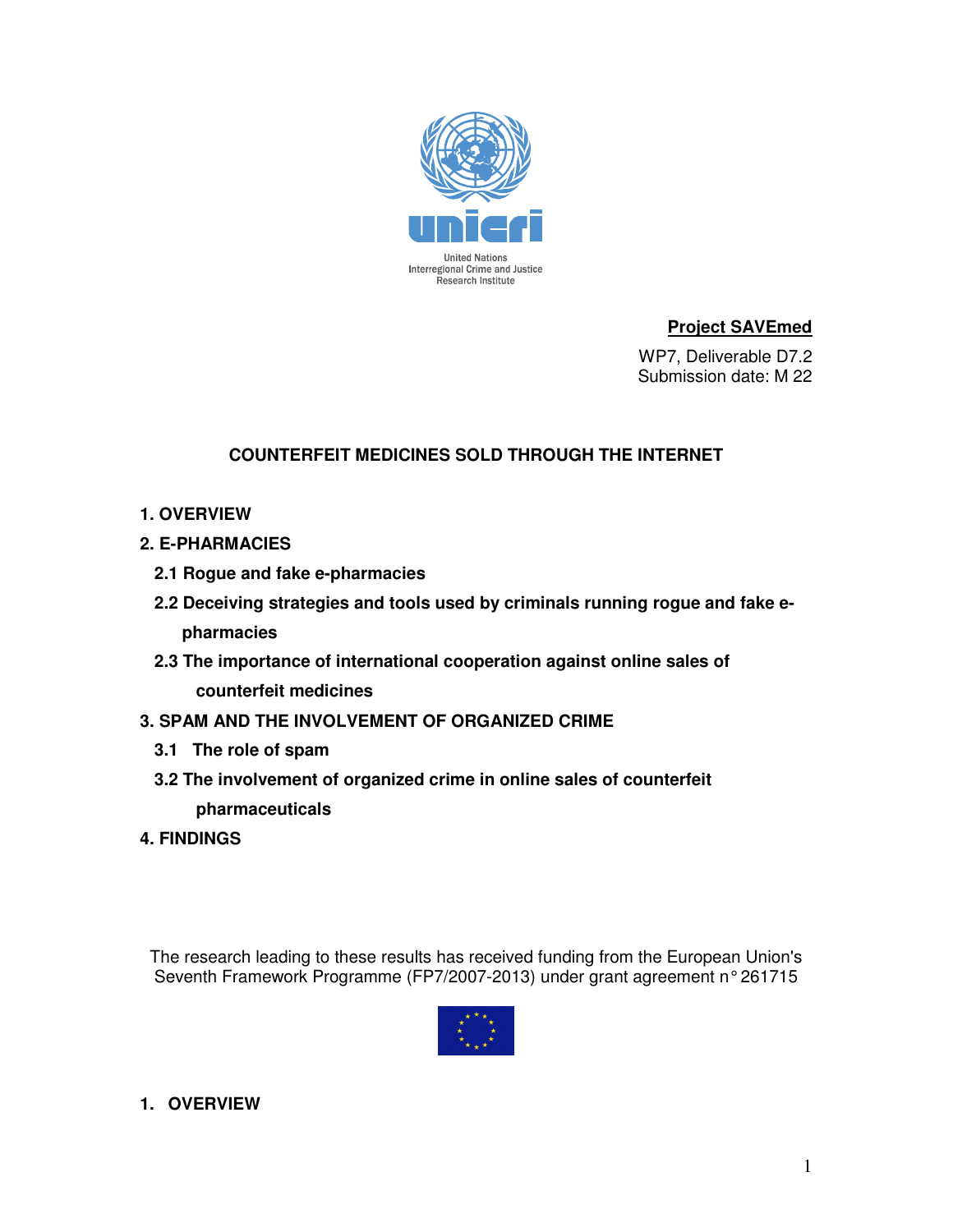United Nations
Interregional Crime and Justice
Research Institute

**Project SAVEmed**

WP7, Deliverable D7.2
Submission date: M 22

# COUNTERFEIT MEDICINES SOLD THROUGH THE INTERNET

**1. OVERVIEW**

**2. E-PHARMACIES**

**2.1 Rogue and fake e-pharmacies**

**2.2 Deceiving strategies and tools used by criminals running rogue and fake e-pharmacies**

**2.3 The importance of international cooperation against online sales of counterfeit medicines**

**3. SPAM AND THE INVOLVEMENT OF ORGANIZED CRIME**

**3.1 The role of spam**

**3.2 The involvement of organized crime in online sales of counterfeit pharmaceuticals**

**4. FINDINGS**

The research leading to these results has received funding from the European Union's Seventh Framework Programme (FP7/2007-2013) under grant agreement n° 261715

## 1. OVERVIEW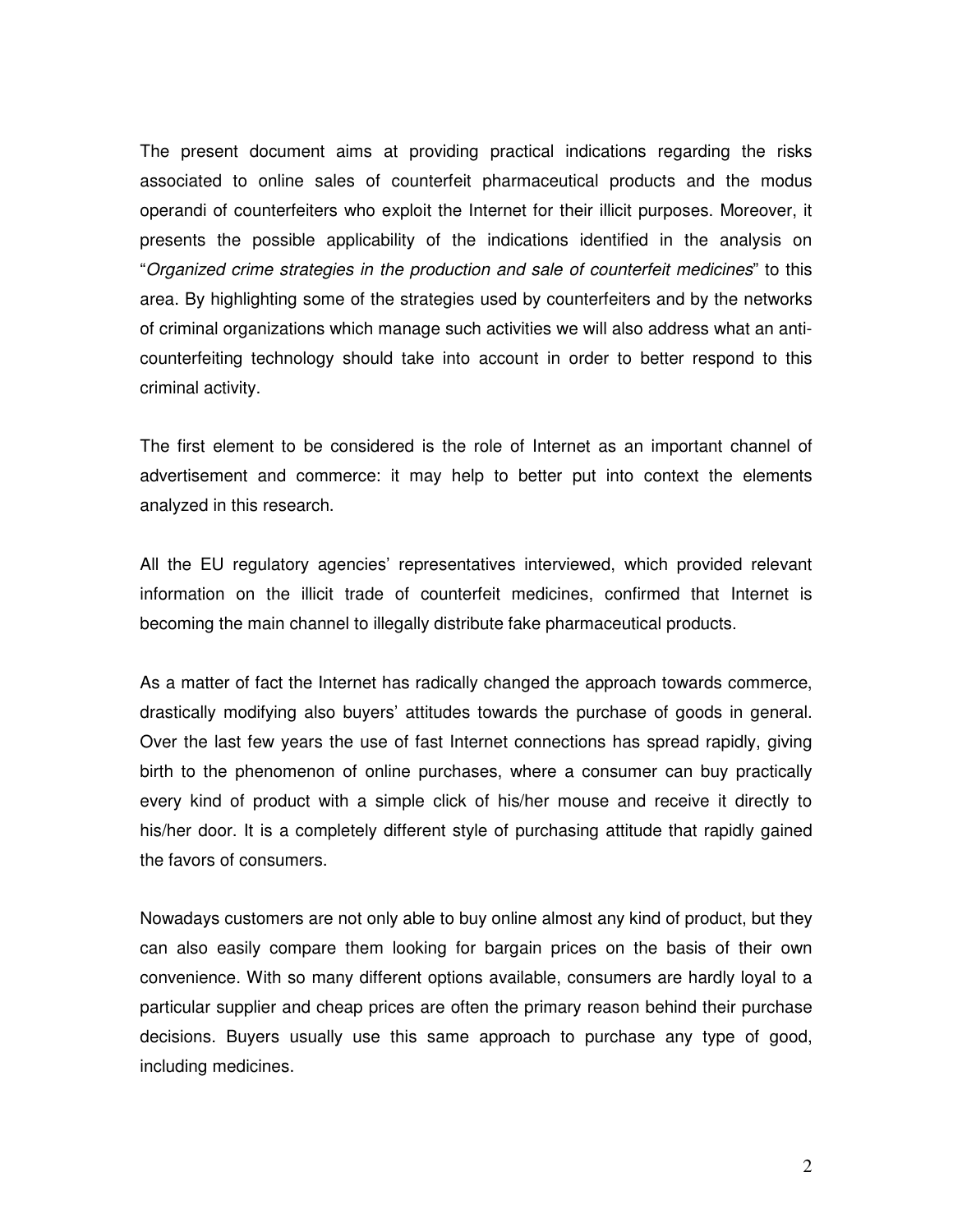The present document aims at providing practical indications regarding the risks associated to online sales of counterfeit pharmaceutical products and the modus operandi of counterfeiters who exploit the Internet for their illicit purposes. Moreover, it presents the possible applicability of the indications identified in the analysis on "*Organized crime strategies in the production and sale of counterfeit medicines*" to this area. By highlighting some of the strategies used by counterfeiters and by the networks of criminal organizations which manage such activities we will also address what an anti-counterfeiting technology should take into account in order to better respond to this criminal activity.

The first element to be considered is the role of Internet as an important channel of advertisement and commerce: it may help to better put into context the elements analyzed in this research.

All the EU regulatory agencies' representatives interviewed, which provided relevant information on the illicit trade of counterfeit medicines, confirmed that Internet is becoming the main channel to illegally distribute fake pharmaceutical products.

As a matter of fact the Internet has radically changed the approach towards commerce, drastically modifying also buyers' attitudes towards the purchase of goods in general. Over the last few years the use of fast Internet connections has spread rapidly, giving birth to the phenomenon of online purchases, where a consumer can buy practically every kind of product with a simple click of his/her mouse and receive it directly to his/her door. It is a completely different style of purchasing attitude that rapidly gained the favors of consumers.

Nowadays customers are not only able to buy online almost any kind of product, but they can also easily compare them looking for bargain prices on the basis of their own convenience. With so many different options available, consumers are hardly loyal to a particular supplier and cheap prices are often the primary reason behind their purchase decisions. Buyers usually use this same approach to purchase any type of good, including medicines.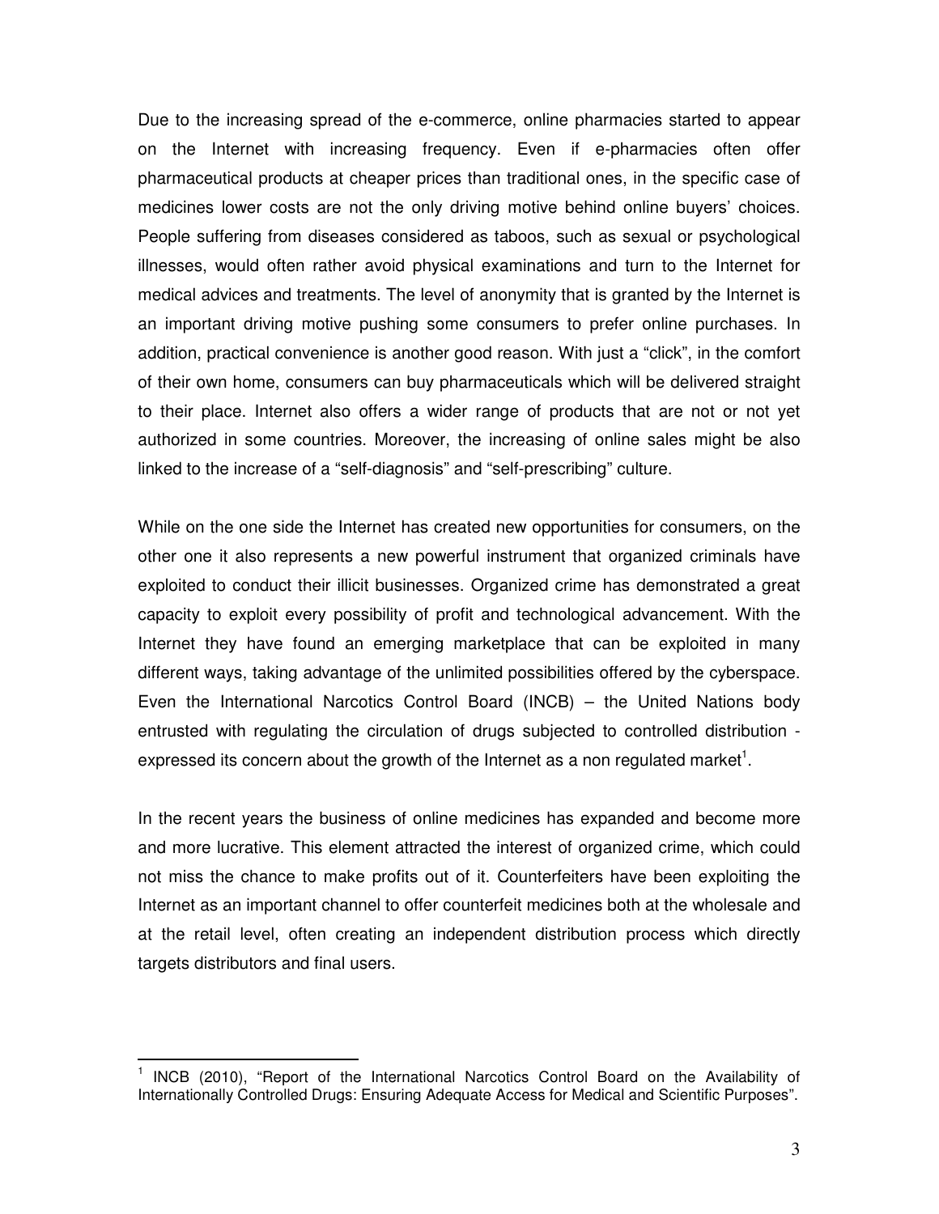Due to the increasing spread of the e-commerce, online pharmacies started to appear on the Internet with increasing frequency. Even if e-pharmacies often offer pharmaceutical products at cheaper prices than traditional ones, in the specific case of medicines lower costs are not the only driving motive behind online buyers' choices. People suffering from diseases considered as taboos, such as sexual or psychological illnesses, would often rather avoid physical examinations and turn to the Internet for medical advices and treatments. The level of anonymity that is granted by the Internet is an important driving motive pushing some consumers to prefer online purchases. In addition, practical convenience is another good reason. With just a "click", in the comfort of their own home, consumers can buy pharmaceuticals which will be delivered straight to their place. Internet also offers a wider range of products that are not or not yet authorized in some countries. Moreover, the increasing of online sales might be also linked to the increase of a "self-diagnosis" and "self-prescribing" culture.

While on the one side the Internet has created new opportunities for consumers, on the other one it also represents a new powerful instrument that organized criminals have exploited to conduct their illicit businesses. Organized crime has demonstrated a great capacity to exploit every possibility of profit and technological advancement. With the Internet they have found an emerging marketplace that can be exploited in many different ways, taking advantage of the unlimited possibilities offered by the cyberspace. Even the International Narcotics Control Board (INCB) – the United Nations body entrusted with regulating the circulation of drugs subjected to controlled distribution - expressed its concern about the growth of the Internet as a non regulated market[1].

In the recent years the business of online medicines has expanded and become more and more lucrative. This element attracted the interest of organized crime, which could not miss the chance to make profits out of it. Counterfeiters have been exploiting the Internet as an important channel to offer counterfeit medicines both at the wholesale and at the retail level, often creating an independent distribution process which directly targets distributors and final users.

[1] INCB (2010), "Report of the International Narcotics Control Board on the Availability of Internationally Controlled Drugs: Ensuring Adequate Access for Medical and Scientific Purposes".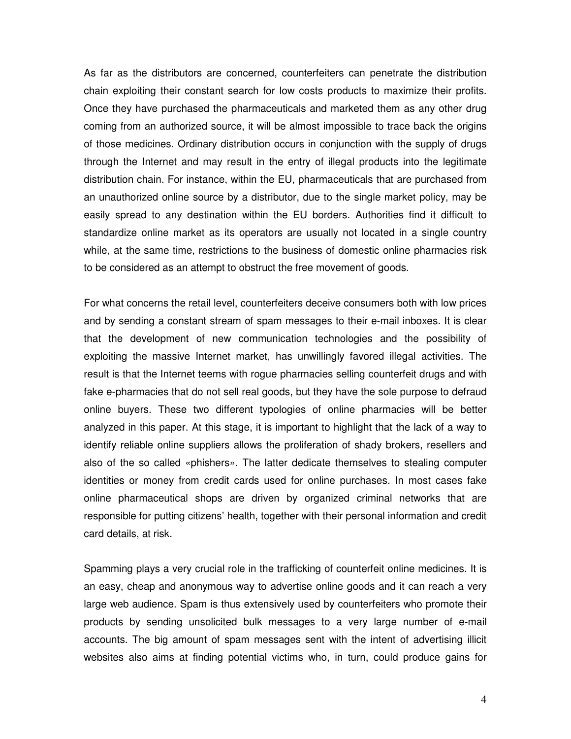As far as the distributors are concerned, counterfeiters can penetrate the distribution chain exploiting their constant search for low costs products to maximize their profits. Once they have purchased the pharmaceuticals and marketed them as any other drug coming from an authorized source, it will be almost impossible to trace back the origins of those medicines. Ordinary distribution occurs in conjunction with the supply of drugs through the Internet and may result in the entry of illegal products into the legitimate distribution chain. For instance, within the EU, pharmaceuticals that are purchased from an unauthorized online source by a distributor, due to the single market policy, may be easily spread to any destination within the EU borders. Authorities find it difficult to standardize online market as its operators are usually not located in a single country while, at the same time, restrictions to the business of domestic online pharmacies risk to be considered as an attempt to obstruct the free movement of goods.

For what concerns the retail level, counterfeiters deceive consumers both with low prices and by sending a constant stream of spam messages to their e-mail inboxes. It is clear that the development of new communication technologies and the possibility of exploiting the massive Internet market, has unwillingly favored illegal activities. The result is that the Internet teems with rogue pharmacies selling counterfeit drugs and with fake e-pharmacies that do not sell real goods, but they have the sole purpose to defraud online buyers. These two different typologies of online pharmacies will be better analyzed in this paper. At this stage, it is important to highlight that the lack of a way to identify reliable online suppliers allows the proliferation of shady brokers, resellers and also of the so called «phishers». The latter dedicate themselves to stealing computer identities or money from credit cards used for online purchases. In most cases fake online pharmaceutical shops are driven by organized criminal networks that are responsible for putting citizens' health, together with their personal information and credit card details, at risk.

Spamming plays a very crucial role in the trafficking of counterfeit online medicines. It is an easy, cheap and anonymous way to advertise online goods and it can reach a very large web audience. Spam is thus extensively used by counterfeiters who promote their products by sending unsolicited bulk messages to a very large number of e-mail accounts. The big amount of spam messages sent with the intent of advertising illicit websites also aims at finding potential victims who, in turn, could produce gains for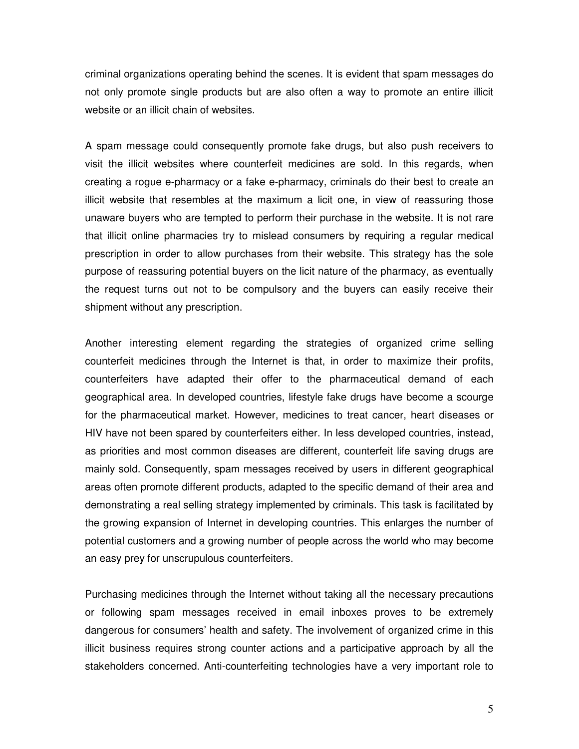criminal organizations operating behind the scenes. It is evident that spam messages do not only promote single products but are also often a way to promote an entire illicit website or an illicit chain of websites.

A spam message could consequently promote fake drugs, but also push receivers to visit the illicit websites where counterfeit medicines are sold. In this regards, when creating a rogue e-pharmacy or a fake e-pharmacy, criminals do their best to create an illicit website that resembles at the maximum a licit one, in view of reassuring those unaware buyers who are tempted to perform their purchase in the website. It is not rare that illicit online pharmacies try to mislead consumers by requiring a regular medical prescription in order to allow purchases from their website. This strategy has the sole purpose of reassuring potential buyers on the licit nature of the pharmacy, as eventually the request turns out not to be compulsory and the buyers can easily receive their shipment without any prescription.

Another interesting element regarding the strategies of organized crime selling counterfeit medicines through the Internet is that, in order to maximize their profits, counterfeiters have adapted their offer to the pharmaceutical demand of each geographical area. In developed countries, lifestyle fake drugs have become a scourge for the pharmaceutical market. However, medicines to treat cancer, heart diseases or HIV have not been spared by counterfeiters either. In less developed countries, instead, as priorities and most common diseases are different, counterfeit life saving drugs are mainly sold. Consequently, spam messages received by users in different geographical areas often promote different products, adapted to the specific demand of their area and demonstrating a real selling strategy implemented by criminals. This task is facilitated by the growing expansion of Internet in developing countries. This enlarges the number of potential customers and a growing number of people across the world who may become an easy prey for unscrupulous counterfeiters.

Purchasing medicines through the Internet without taking all the necessary precautions or following spam messages received in email inboxes proves to be extremely dangerous for consumers' health and safety. The involvement of organized crime in this illicit business requires strong counter actions and a participative approach by all the stakeholders concerned. Anti-counterfeiting technologies have a very important role to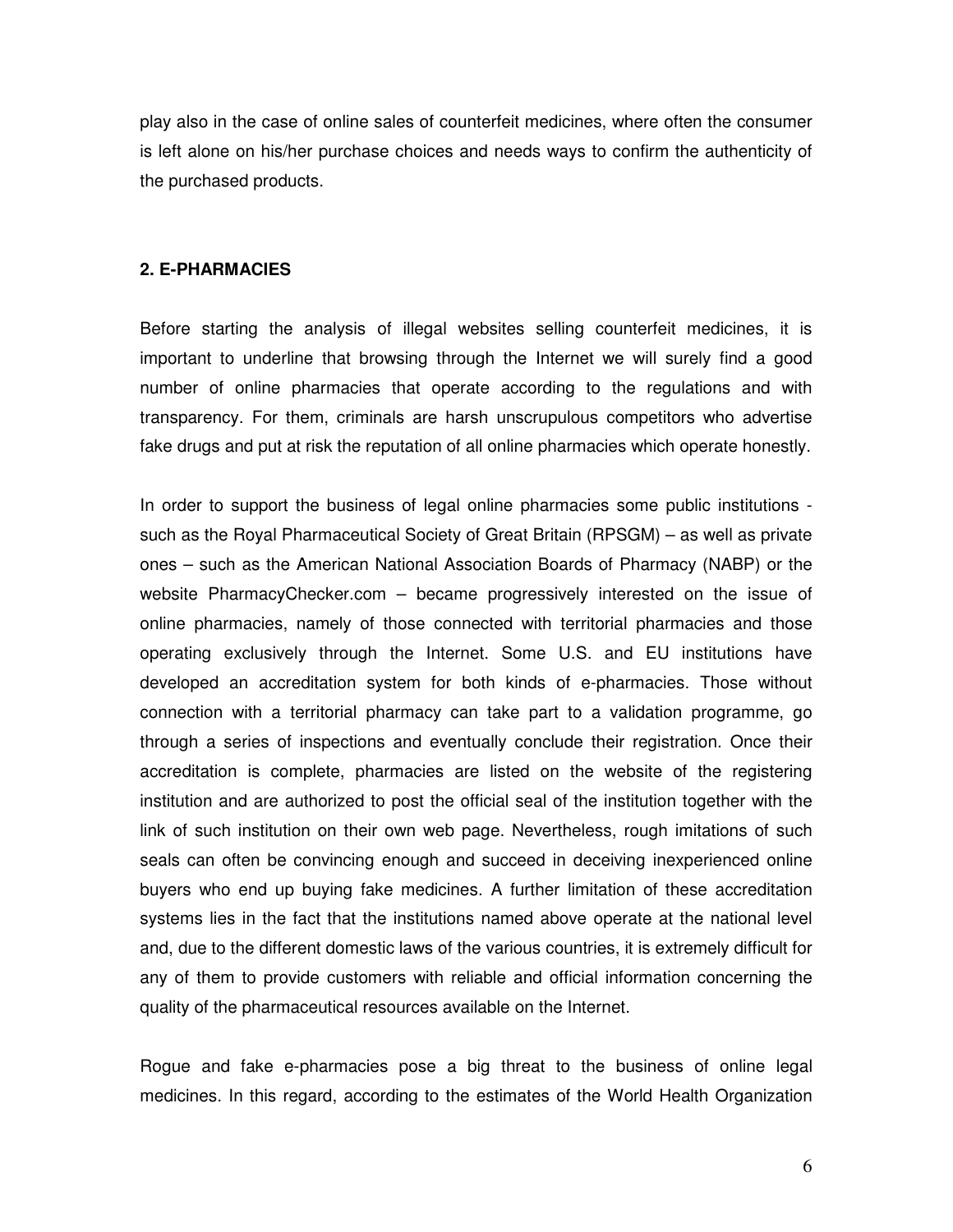play also in the case of online sales of counterfeit medicines, where often the consumer is left alone on his/her purchase choices and needs ways to confirm the authenticity of the purchased products.

## 2. E-PHARMACIES

Before starting the analysis of illegal websites selling counterfeit medicines, it is important to underline that browsing through the Internet we will surely find a good number of online pharmacies that operate according to the regulations and with transparency. For them, criminals are harsh unscrupulous competitors who advertise fake drugs and put at risk the reputation of all online pharmacies which operate honestly.

In order to support the business of legal online pharmacies some public institutions - such as the Royal Pharmaceutical Society of Great Britain (RPSGM) – as well as private ones – such as the American National Association Boards of Pharmacy (NABP) or the website PharmacyChecker.com – became progressively interested on the issue of online pharmacies, namely of those connected with territorial pharmacies and those operating exclusively through the Internet. Some U.S. and EU institutions have developed an accreditation system for both kinds of e-pharmacies. Those without connection with a territorial pharmacy can take part to a validation programme, go through a series of inspections and eventually conclude their registration. Once their accreditation is complete, pharmacies are listed on the website of the registering institution and are authorized to post the official seal of the institution together with the link of such institution on their own web page. Nevertheless, rough imitations of such seals can often be convincing enough and succeed in deceiving inexperienced online buyers who end up buying fake medicines. A further limitation of these accreditation systems lies in the fact that the institutions named above operate at the national level and, due to the different domestic laws of the various countries, it is extremely difficult for any of them to provide customers with reliable and official information concerning the quality of the pharmaceutical resources available on the Internet.

Rogue and fake e-pharmacies pose a big threat to the business of online legal medicines. In this regard, according to the estimates of the World Health Organization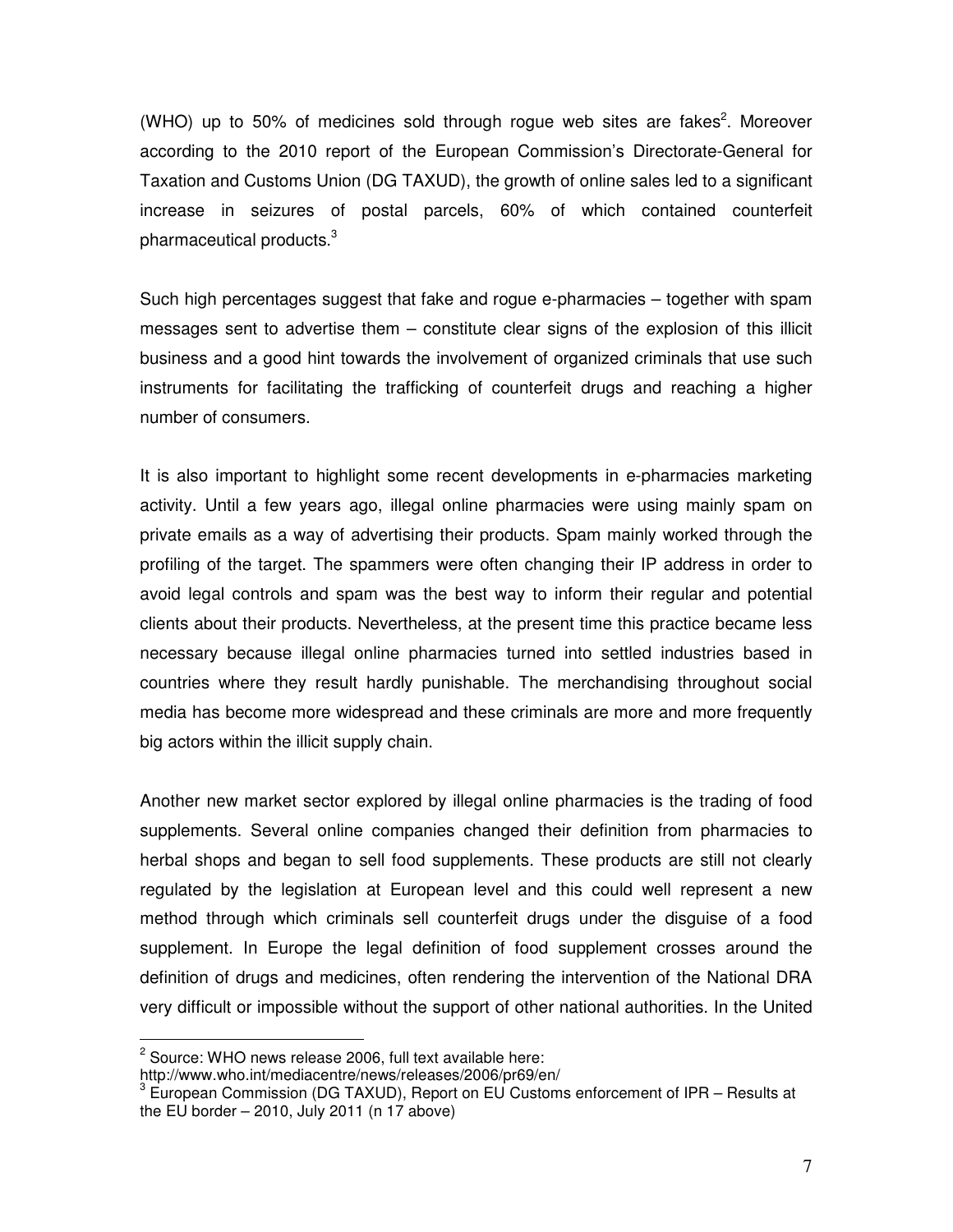(WHO) up to 50% of medicines sold through rogue web sites are fakes[2]. Moreover according to the 2010 report of the European Commission's Directorate-General for Taxation and Customs Union (DG TAXUD), the growth of online sales led to a significant increase in seizures of postal parcels, 60% of which contained counterfeit pharmaceutical products.[3]

Such high percentages suggest that fake and rogue e-pharmacies – together with spam messages sent to advertise them – constitute clear signs of the explosion of this illicit business and a good hint towards the involvement of organized criminals that use such instruments for facilitating the trafficking of counterfeit drugs and reaching a higher number of consumers.

It is also important to highlight some recent developments in e-pharmacies marketing activity. Until a few years ago, illegal online pharmacies were using mainly spam on private emails as a way of advertising their products. Spam mainly worked through the profiling of the target. The spammers were often changing their IP address in order to avoid legal controls and spam was the best way to inform their regular and potential clients about their products. Nevertheless, at the present time this practice became less necessary because illegal online pharmacies turned into settled industries based in countries where they result hardly punishable. The merchandising throughout social media has become more widespread and these criminals are more and more frequently big actors within the illicit supply chain.

Another new market sector explored by illegal online pharmacies is the trading of food supplements. Several online companies changed their definition from pharmacies to herbal shops and began to sell food supplements. These products are still not clearly regulated by the legislation at European level and this could well represent a new method through which criminals sell counterfeit drugs under the disguise of a food supplement. In Europe the legal definition of food supplement crosses around the definition of drugs and medicines, often rendering the intervention of the National DRA very difficult or impossible without the support of other national authorities. In the United

---

[2] Source: WHO news release 2006, full text available here: http://www.who.int/mediacentre/news/releases/2006/pr69/en/

[3] European Commission (DG TAXUD), Report on EU Customs enforcement of IPR – Results at the EU border – 2010, July 2011 (n 17 above)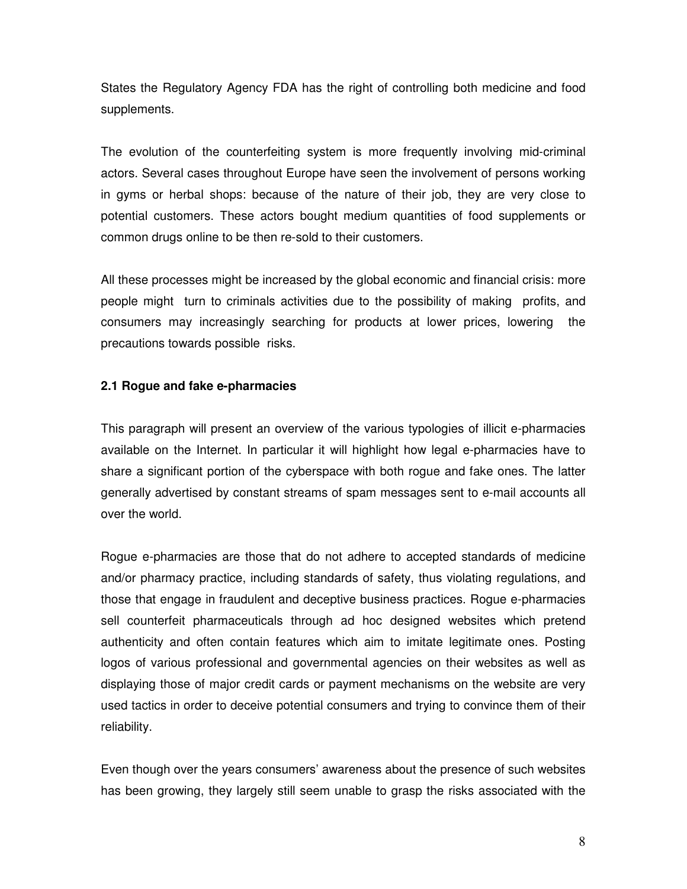States the Regulatory Agency FDA has the right of controlling both medicine and food supplements.

The evolution of the counterfeiting system is more frequently involving mid-criminal actors. Several cases throughout Europe have seen the involvement of persons working in gyms or herbal shops: because of the nature of their job, they are very close to potential customers. These actors bought medium quantities of food supplements or common drugs online to be then re-sold to their customers.

All these processes might be increased by the global economic and financial crisis: more people might turn to criminals activities due to the possibility of making profits, and consumers may increasingly searching for products at lower prices, lowering the precautions towards possible risks.

### 2.1 Rogue and fake e-pharmacies

This paragraph will present an overview of the various typologies of illicit e-pharmacies available on the Internet. In particular it will highlight how legal e-pharmacies have to share a significant portion of the cyberspace with both rogue and fake ones. The latter generally advertised by constant streams of spam messages sent to e-mail accounts all over the world.

Rogue e-pharmacies are those that do not adhere to accepted standards of medicine and/or pharmacy practice, including standards of safety, thus violating regulations, and those that engage in fraudulent and deceptive business practices. Rogue e-pharmacies sell counterfeit pharmaceuticals through ad hoc designed websites which pretend authenticity and often contain features which aim to imitate legitimate ones. Posting logos of various professional and governmental agencies on their websites as well as displaying those of major credit cards or payment mechanisms on the website are very used tactics in order to deceive potential consumers and trying to convince them of their reliability.

Even though over the years consumers' awareness about the presence of such websites has been growing, they largely still seem unable to grasp the risks associated with the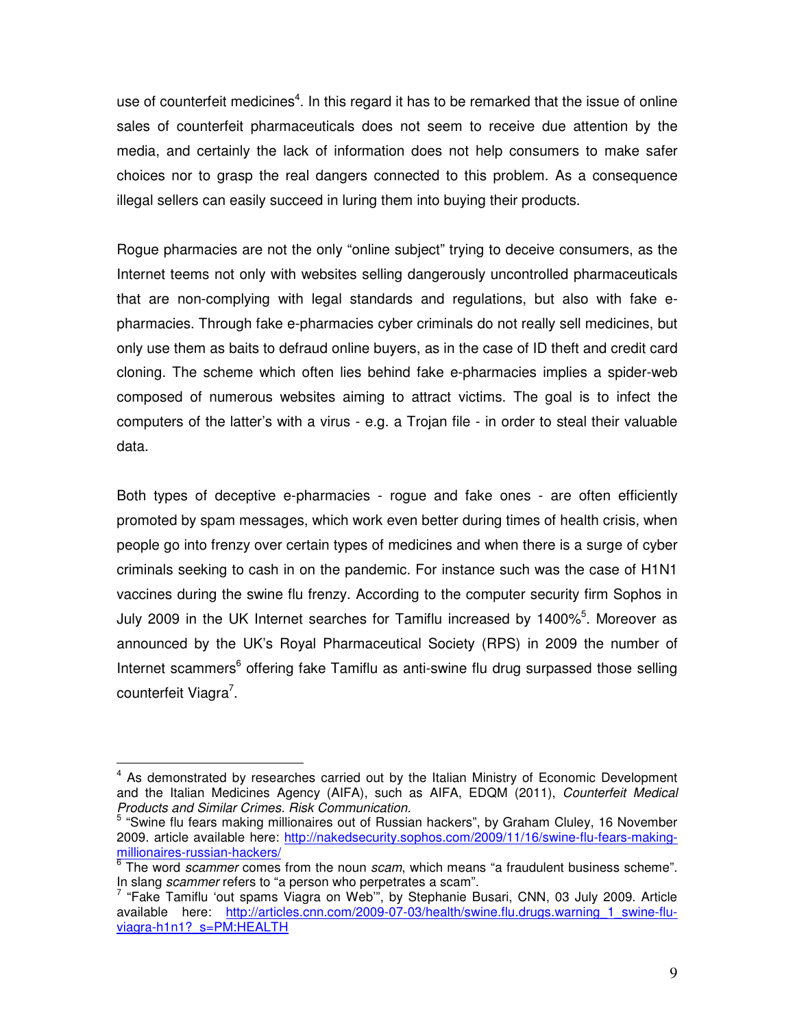use of counterfeit medicines[4]. In this regard it has to be remarked that the issue of online sales of counterfeit pharmaceuticals does not seem to receive due attention by the media, and certainly the lack of information does not help consumers to make safer choices nor to grasp the real dangers connected to this problem. As a consequence illegal sellers can easily succeed in luring them into buying their products.

Rogue pharmacies are not the only "online subject" trying to deceive consumers, as the Internet teems not only with websites selling dangerously uncontrolled pharmaceuticals that are non-complying with legal standards and regulations, but also with fake e-pharmacies. Through fake e-pharmacies cyber criminals do not really sell medicines, but only use them as baits to defraud online buyers, as in the case of ID theft and credit card cloning. The scheme which often lies behind fake e-pharmacies implies a spider-web composed of numerous websites aiming to attract victims. The goal is to infect the computers of the latter's with a virus - e.g. a Trojan file - in order to steal their valuable data.

Both types of deceptive e-pharmacies - rogue and fake ones - are often efficiently promoted by spam messages, which work even better during times of health crisis, when people go into frenzy over certain types of medicines and when there is a surge of cyber criminals seeking to cash in on the pandemic. For instance such was the case of H1N1 vaccines during the swine flu frenzy. According to the computer security firm Sophos in July 2009 in the UK Internet searches for Tamiflu increased by 1400%[5]. Moreover as announced by the UK's Royal Pharmaceutical Society (RPS) in 2009 the number of Internet scammers[6] offering fake Tamiflu as anti-swine flu drug surpassed those selling counterfeit Viagra[7].

---

[4] As demonstrated by researches carried out by the Italian Ministry of Economic Development and the Italian Medicines Agency (AIFA), such as AIFA, EDQM (2011), *Counterfeit Medical Products and Similar Crimes. Risk Communication.*

[5] "Swine flu fears making millionaires out of Russian hackers", by Graham Cluley, 16 November 2009. article available here: http://nakedsecurity.sophos.com/2009/11/16/swine-flu-fears-making-millionaires-russian-hackers/

[6] The word *scammer* comes from the noun *scam*, which means "a fraudulent business scheme". In slang *scammer* refers to "a person who perpetrates a scam".

[7] "Fake Tamiflu 'out spams Viagra on Web'", by Stephanie Busari, CNN, 03 July 2009. Article available here: http://articles.cnn.com/2009-07-03/health/swine.flu.drugs.warning_1_swine-flu-viagra-h1n1?_s=PM:HEALTH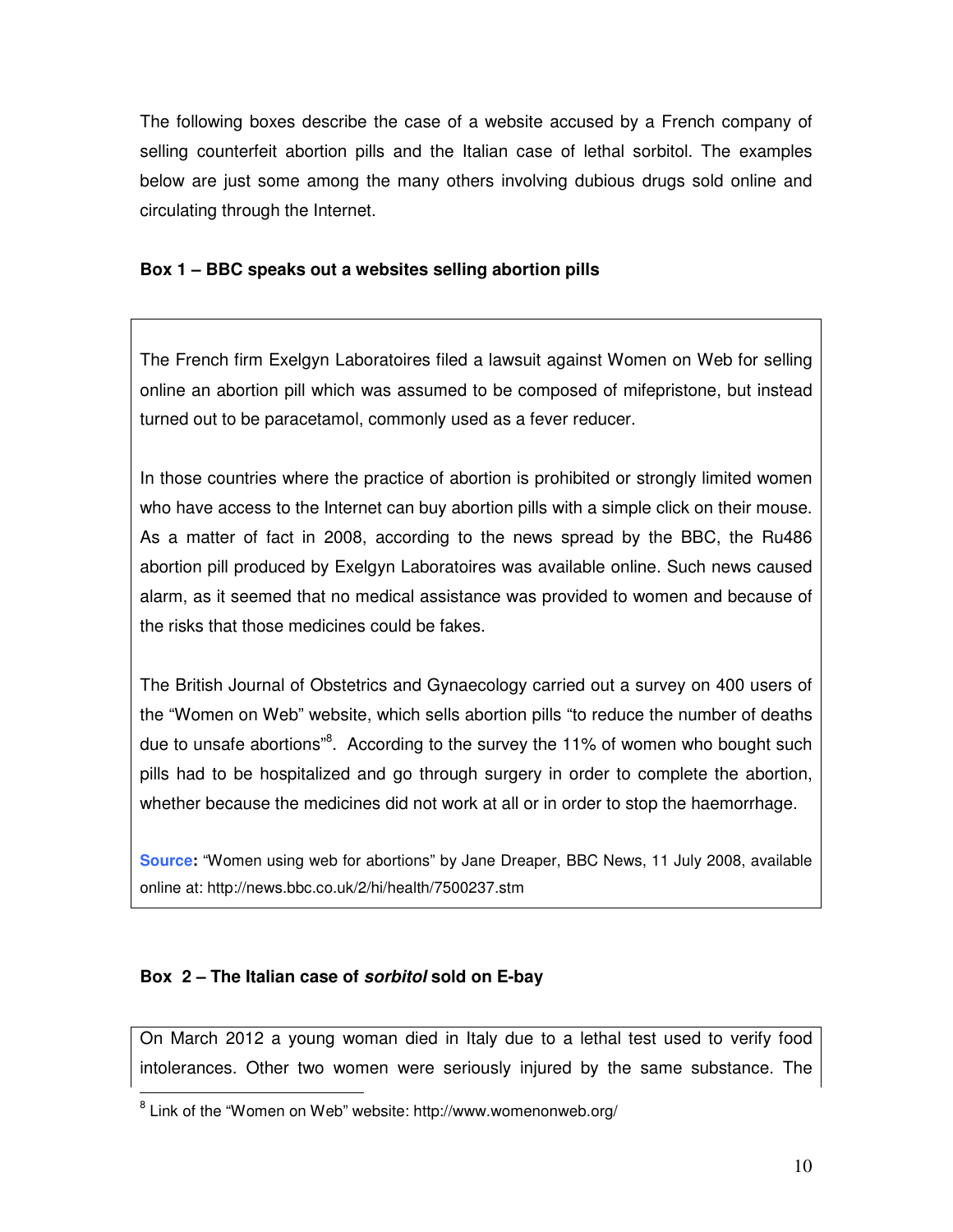The following boxes describe the case of a website accused by a French company of selling counterfeit abortion pills and the Italian case of lethal sorbitol. The examples below are just some among the many others involving dubious drugs sold online and circulating through the Internet.

**Box 1 – BBC speaks out a websites selling abortion pills**

The French firm Exelgyn Laboratoires filed a lawsuit against Women on Web for selling online an abortion pill which was assumed to be composed of mifepristone, but instead turned out to be paracetamol, commonly used as a fever reducer.

In those countries where the practice of abortion is prohibited or strongly limited women who have access to the Internet can buy abortion pills with a simple click on their mouse. As a matter of fact in 2008, according to the news spread by the BBC, the Ru486 abortion pill produced by Exelgyn Laboratoires was available online. Such news caused alarm, as it seemed that no medical assistance was provided to women and because of the risks that those medicines could be fakes.

The British Journal of Obstetrics and Gynaecology carried out a survey on 400 users of the "Women on Web" website, which sells abortion pills "to reduce the number of deaths due to unsafe abortions"[8]. According to the survey the 11% of women who bought such pills had to be hospitalized and go through surgery in order to complete the abortion, whether because the medicines did not work at all or in order to stop the haemorrhage.

**Source:** "Women using web for abortions" by Jane Dreaper, BBC News, 11 July 2008, available online at: http://news.bbc.co.uk/2/hi/health/7500237.stm

**Box 2 – The Italian case of *sorbitol* sold on E-bay**

On March 2012 a young woman died in Italy due to a lethal test used to verify food intolerances. Other two women were seriously injured by the same substance. The

[8] Link of the "Women on Web" website: http://www.womenonweb.org/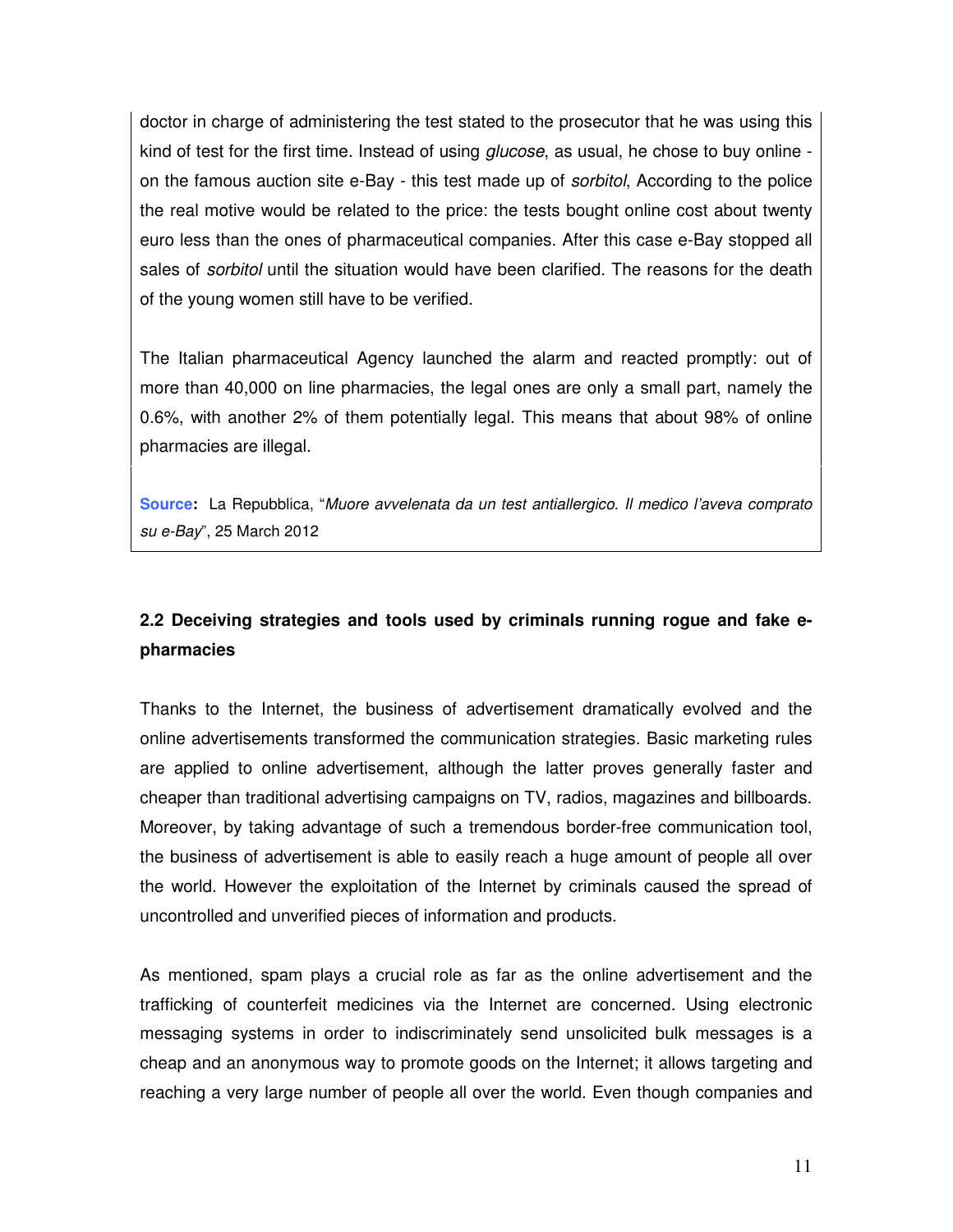doctor in charge of administering the test stated to the prosecutor that he was using this kind of test for the first time. Instead of using *glucose*, as usual, he chose to buy online - on the famous auction site e-Bay - this test made up of *sorbitol*, According to the police the real motive would be related to the price: the tests bought online cost about twenty euro less than the ones of pharmaceutical companies. After this case e-Bay stopped all sales of *sorbitol* until the situation would have been clarified. The reasons for the death of the young women still have to be verified.

The Italian pharmaceutical Agency launched the alarm and reacted promptly: out of more than 40,000 on line pharmacies, the legal ones are only a small part, namely the 0.6%, with another 2% of them potentially legal. This means that about 98% of online pharmacies are illegal.

**Source:** La Repubblica, "*Muore avvelenata da un test antiallergico. Il medico l'aveva comprato su e-Bay*", 25 March 2012

### 2.2 Deceiving strategies and tools used by criminals running rogue and fake e-pharmacies

Thanks to the Internet, the business of advertisement dramatically evolved and the online advertisements transformed the communication strategies. Basic marketing rules are applied to online advertisement, although the latter proves generally faster and cheaper than traditional advertising campaigns on TV, radios, magazines and billboards. Moreover, by taking advantage of such a tremendous border-free communication tool, the business of advertisement is able to easily reach a huge amount of people all over the world. However the exploitation of the Internet by criminals caused the spread of uncontrolled and unverified pieces of information and products.

As mentioned, spam plays a crucial role as far as the online advertisement and the trafficking of counterfeit medicines via the Internet are concerned. Using electronic messaging systems in order to indiscriminately send unsolicited bulk messages is a cheap and an anonymous way to promote goods on the Internet; it allows targeting and reaching a very large number of people all over the world. Even though companies and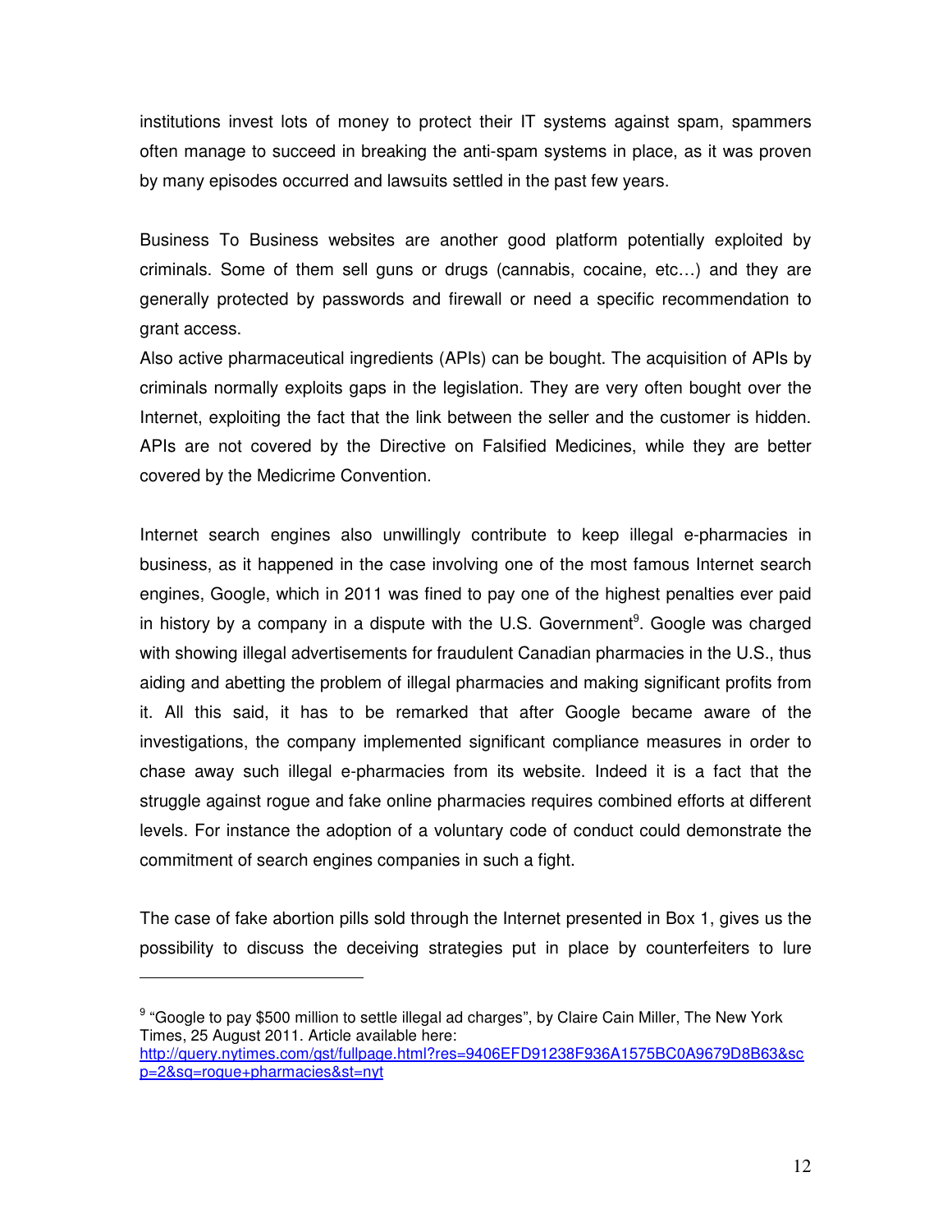institutions invest lots of money to protect their IT systems against spam, spammers often manage to succeed in breaking the anti-spam systems in place, as it was proven by many episodes occurred and lawsuits settled in the past few years.

Business To Business websites are another good platform potentially exploited by criminals. Some of them sell guns or drugs (cannabis, cocaine, etc…) and they are generally protected by passwords and firewall or need a specific recommendation to grant access.

Also active pharmaceutical ingredients (APIs) can be bought. The acquisition of APIs by criminals normally exploits gaps in the legislation. They are very often bought over the Internet, exploiting the fact that the link between the seller and the customer is hidden. APIs are not covered by the Directive on Falsified Medicines, while they are better covered by the Medicrime Convention.

Internet search engines also unwillingly contribute to keep illegal e-pharmacies in business, as it happened in the case involving one of the most famous Internet search engines, Google, which in 2011 was fined to pay one of the highest penalties ever paid in history by a company in a dispute with the U.S. Government[9]. Google was charged with showing illegal advertisements for fraudulent Canadian pharmacies in the U.S., thus aiding and abetting the problem of illegal pharmacies and making significant profits from it. All this said, it has to be remarked that after Google became aware of the investigations, the company implemented significant compliance measures in order to chase away such illegal e-pharmacies from its website. Indeed it is a fact that the struggle against rogue and fake online pharmacies requires combined efforts at different levels. For instance the adoption of a voluntary code of conduct could demonstrate the commitment of search engines companies in such a fight.

The case of fake abortion pills sold through the Internet presented in Box 1, gives us the possibility to discuss the deceiving strategies put in place by counterfeiters to lure

---

[9] "Google to pay $500 million to settle illegal ad charges", by Claire Cain Miller, The New York Times, 25 August 2011. Article available here: http://query.nytimes.com/gst/fullpage.html?res=9406EFD91238F936A1575BC0A9679D8B63&sp=2&sq=rogue+pharmacies&st=nyt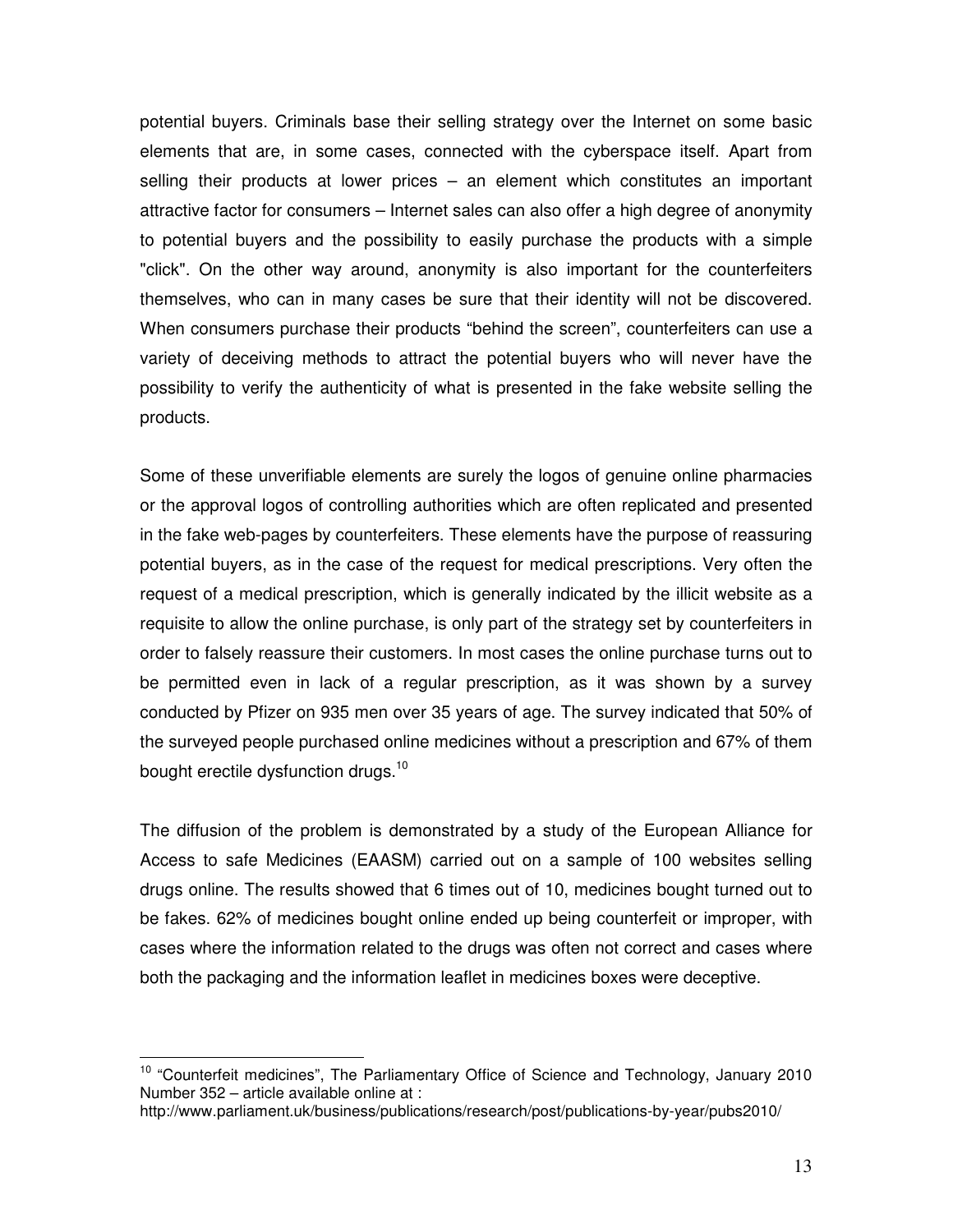potential buyers. Criminals base their selling strategy over the Internet on some basic elements that are, in some cases, connected with the cyberspace itself. Apart from selling their products at lower prices – an element which constitutes an important attractive factor for consumers – Internet sales can also offer a high degree of anonymity to potential buyers and the possibility to easily purchase the products with a simple "click". On the other way around, anonymity is also important for the counterfeiters themselves, who can in many cases be sure that their identity will not be discovered. When consumers purchase their products "behind the screen", counterfeiters can use a variety of deceiving methods to attract the potential buyers who will never have the possibility to verify the authenticity of what is presented in the fake website selling the products.

Some of these unverifiable elements are surely the logos of genuine online pharmacies or the approval logos of controlling authorities which are often replicated and presented in the fake web-pages by counterfeiters. These elements have the purpose of reassuring potential buyers, as in the case of the request for medical prescriptions. Very often the request of a medical prescription, which is generally indicated by the illicit website as a requisite to allow the online purchase, is only part of the strategy set by counterfeiters in order to falsely reassure their customers. In most cases the online purchase turns out to be permitted even in lack of a regular prescription, as it was shown by a survey conducted by Pfizer on 935 men over 35 years of age. The survey indicated that 50% of the surveyed people purchased online medicines without a prescription and 67% of them bought erectile dysfunction drugs.[10]

The diffusion of the problem is demonstrated by a study of the European Alliance for Access to safe Medicines (EAASM) carried out on a sample of 100 websites selling drugs online. The results showed that 6 times out of 10, medicines bought turned out to be fakes. 62% of medicines bought online ended up being counterfeit or improper, with cases where the information related to the drugs was often not correct and cases where both the packaging and the information leaflet in medicines boxes were deceptive.

---

[10] "Counterfeit medicines", The Parliamentary Office of Science and Technology, January 2010 Number 352 – article available online at :
http://www.parliament.uk/business/publications/research/post/publications-by-year/pubs2010/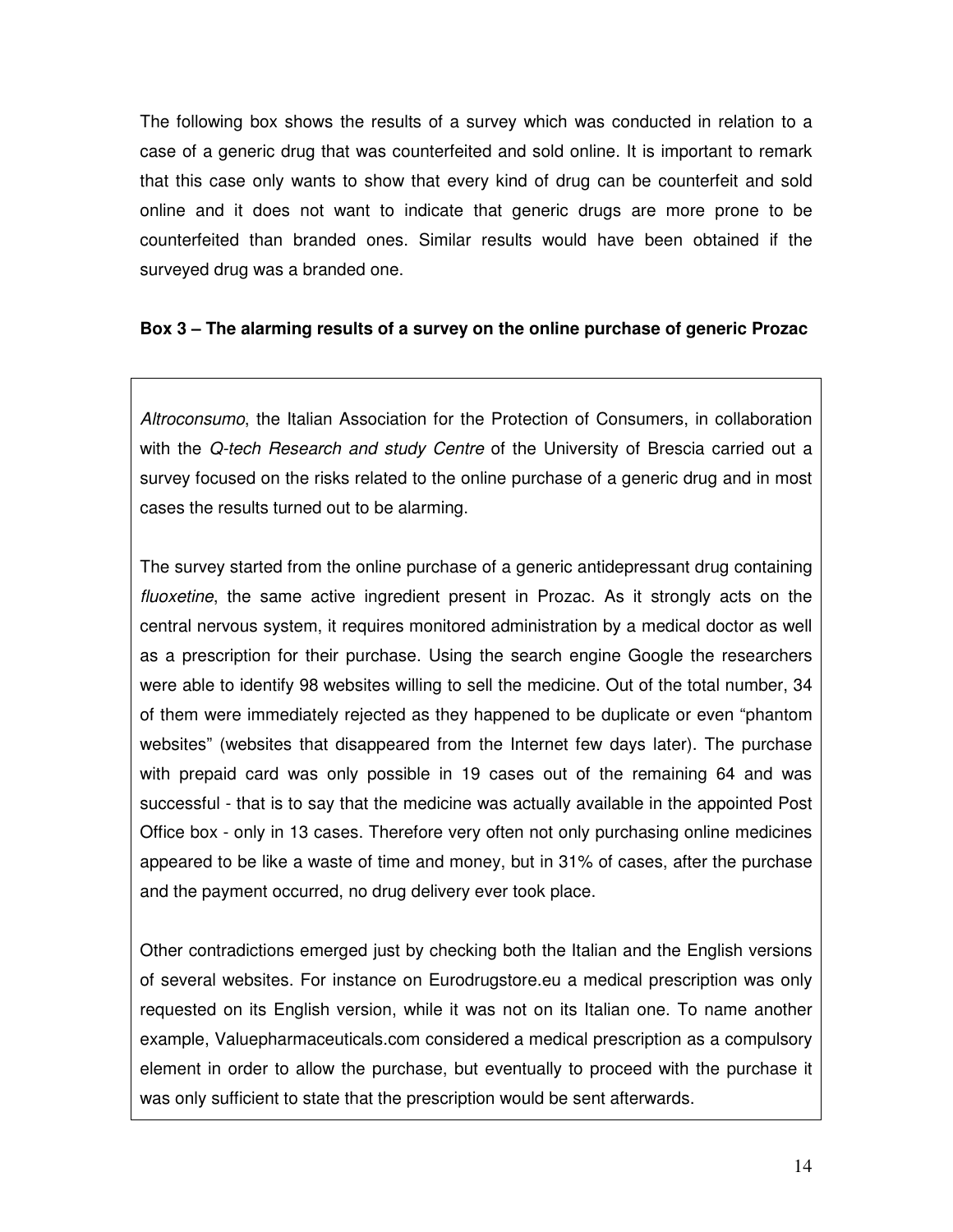The following box shows the results of a survey which was conducted in relation to a case of a generic drug that was counterfeited and sold online. It is important to remark that this case only wants to show that every kind of drug can be counterfeit and sold online and it does not want to indicate that generic drugs are more prone to be counterfeited than branded ones. Similar results would have been obtained if the surveyed drug was a branded one.

**Box 3 – The alarming results of a survey on the online purchase of generic Prozac**

*Altroconsumo*, the Italian Association for the Protection of Consumers, in collaboration with the *Q-tech Research and study Centre* of the University of Brescia carried out a survey focused on the risks related to the online purchase of a generic drug and in most cases the results turned out to be alarming.

The survey started from the online purchase of a generic antidepressant drug containing *fluoxetine*, the same active ingredient present in Prozac. As it strongly acts on the central nervous system, it requires monitored administration by a medical doctor as well as a prescription for their purchase. Using the search engine Google the researchers were able to identify 98 websites willing to sell the medicine. Out of the total number, 34 of them were immediately rejected as they happened to be duplicate or even "phantom websites" (websites that disappeared from the Internet few days later). The purchase with prepaid card was only possible in 19 cases out of the remaining 64 and was successful - that is to say that the medicine was actually available in the appointed Post Office box - only in 13 cases. Therefore very often not only purchasing online medicines appeared to be like a waste of time and money, but in 31% of cases, after the purchase and the payment occurred, no drug delivery ever took place.

Other contradictions emerged just by checking both the Italian and the English versions of several websites. For instance on Eurodrugstore.eu a medical prescription was only requested on its English version, while it was not on its Italian one. To name another example, Valuepharmaceuticals.com considered a medical prescription as a compulsory element in order to allow the purchase, but eventually to proceed with the purchase it was only sufficient to state that the prescription would be sent afterwards.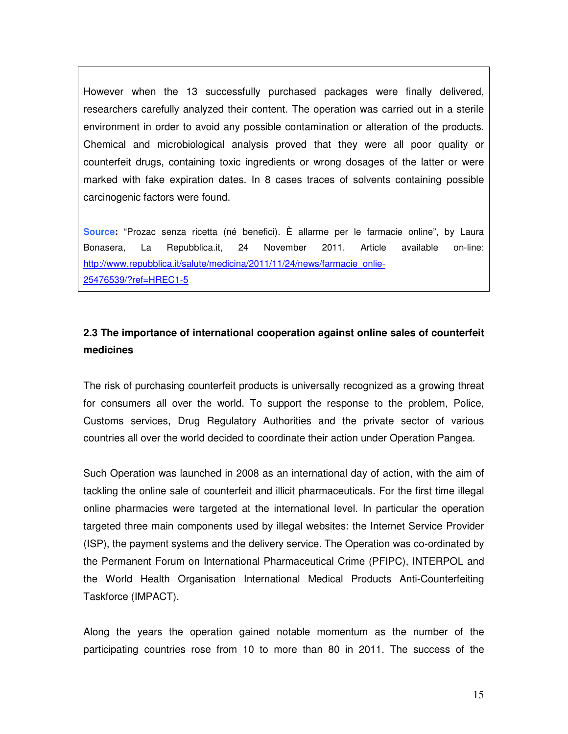However when the 13 successfully purchased packages were finally delivered, researchers carefully analyzed their content. The operation was carried out in a sterile environment in order to avoid any possible contamination or alteration of the products. Chemical and microbiological analysis proved that they were all poor quality or counterfeit drugs, containing toxic ingredients or wrong dosages of the latter or were marked with fake expiration dates. In 8 cases traces of solvents containing possible carcinogenic factors were found.

**Source:** "Prozac senza ricetta (né benefici). È allarme per le farmacie online", by Laura Bonasera, La Repubblica.it, 24 November 2011. Article available on-line: http://www.repubblica.it/salute/medicina/2011/11/24/news/farmacie_onlie-25476539/?ref=HREC1-5

### 2.3 The importance of international cooperation against online sales of counterfeit medicines

The risk of purchasing counterfeit products is universally recognized as a growing threat for consumers all over the world. To support the response to the problem, Police, Customs services, Drug Regulatory Authorities and the private sector of various countries all over the world decided to coordinate their action under Operation Pangea.

Such Operation was launched in 2008 as an international day of action, with the aim of tackling the online sale of counterfeit and illicit pharmaceuticals. For the first time illegal online pharmacies were targeted at the international level. In particular the operation targeted three main components used by illegal websites: the Internet Service Provider (ISP), the payment systems and the delivery service. The Operation was co-ordinated by the Permanent Forum on International Pharmaceutical Crime (PFIPC), INTERPOL and the World Health Organisation International Medical Products Anti-Counterfeiting Taskforce (IMPACT).

Along the years the operation gained notable momentum as the number of the participating countries rose from 10 to more than 80 in 2011. The success of the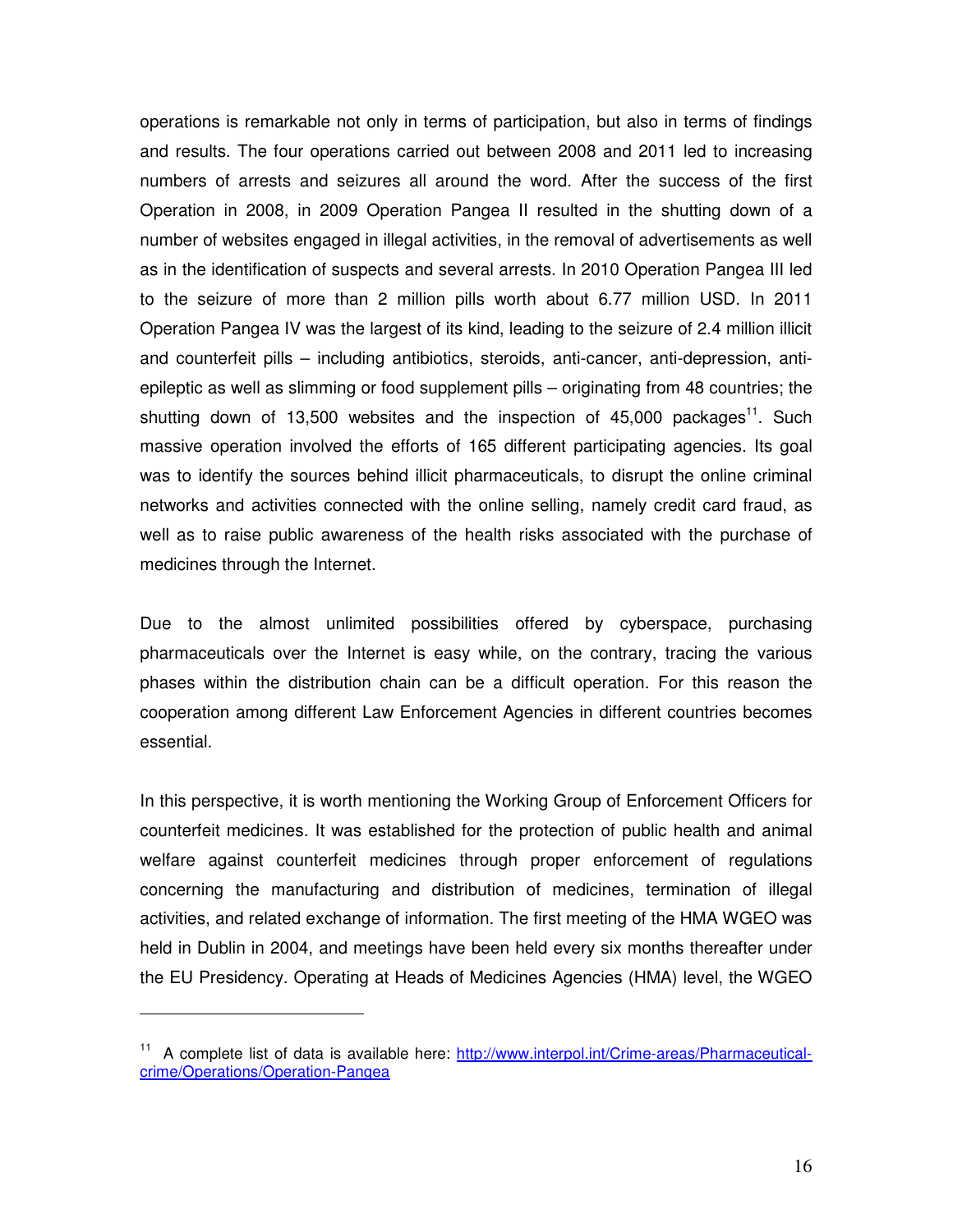operations is remarkable not only in terms of participation, but also in terms of findings and results. The four operations carried out between 2008 and 2011 led to increasing numbers of arrests and seizures all around the word. After the success of the first Operation in 2008, in 2009 Operation Pangea II resulted in the shutting down of a number of websites engaged in illegal activities, in the removal of advertisements as well as in the identification of suspects and several arrests. In 2010 Operation Pangea III led to the seizure of more than 2 million pills worth about 6.77 million USD. In 2011 Operation Pangea IV was the largest of its kind, leading to the seizure of 2.4 million illicit and counterfeit pills – including antibiotics, steroids, anti-cancer, anti-depression, anti-epileptic as well as slimming or food supplement pills – originating from 48 countries; the shutting down of 13,500 websites and the inspection of 45,000 packages[11]. Such massive operation involved the efforts of 165 different participating agencies. Its goal was to identify the sources behind illicit pharmaceuticals, to disrupt the online criminal networks and activities connected with the online selling, namely credit card fraud, as well as to raise public awareness of the health risks associated with the purchase of medicines through the Internet.

Due to the almost unlimited possibilities offered by cyberspace, purchasing pharmaceuticals over the Internet is easy while, on the contrary, tracing the various phases within the distribution chain can be a difficult operation. For this reason the cooperation among different Law Enforcement Agencies in different countries becomes essential.

In this perspective, it is worth mentioning the Working Group of Enforcement Officers for counterfeit medicines. It was established for the protection of public health and animal welfare against counterfeit medicines through proper enforcement of regulations concerning the manufacturing and distribution of medicines, termination of illegal activities, and related exchange of information. The first meeting of the HMA WGEO was held in Dublin in 2004, and meetings have been held every six months thereafter under the EU Presidency. Operating at Heads of Medicines Agencies (HMA) level, the WGEO

---

[11] A complete list of data is available here: http://www.interpol.int/Crime-areas/Pharmaceutical-crime/Operations/Operation-Pangea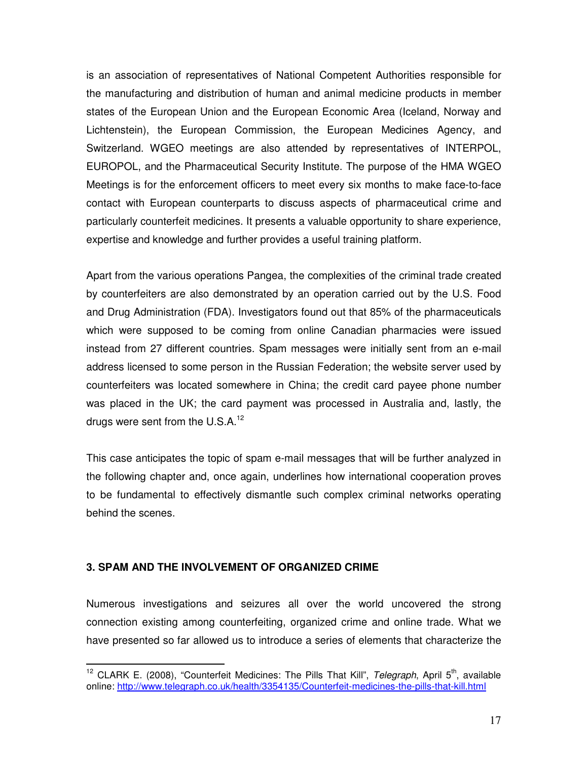is an association of representatives of National Competent Authorities responsible for the manufacturing and distribution of human and animal medicine products in member states of the European Union and the European Economic Area (Iceland, Norway and Lichtenstein), the European Commission, the European Medicines Agency, and Switzerland. WGEO meetings are also attended by representatives of INTERPOL, EUROPOL, and the Pharmaceutical Security Institute. The purpose of the HMA WGEO Meetings is for the enforcement officers to meet every six months to make face-to-face contact with European counterparts to discuss aspects of pharmaceutical crime and particularly counterfeit medicines. It presents a valuable opportunity to share experience, expertise and knowledge and further provides a useful training platform.

Apart from the various operations Pangea, the complexities of the criminal trade created by counterfeiters are also demonstrated by an operation carried out by the U.S. Food and Drug Administration (FDA). Investigators found out that 85% of the pharmaceuticals which were supposed to be coming from online Canadian pharmacies were issued instead from 27 different countries. Spam messages were initially sent from an e-mail address licensed to some person in the Russian Federation; the website server used by counterfeiters was located somewhere in China; the credit card payee phone number was placed in the UK; the card payment was processed in Australia and, lastly, the drugs were sent from the U.S.A.[12]

This case anticipates the topic of spam e-mail messages that will be further analyzed in the following chapter and, once again, underlines how international cooperation proves to be fundamental to effectively dismantle such complex criminal networks operating behind the scenes.

## 3. SPAM AND THE INVOLVEMENT OF ORGANIZED CRIME

Numerous investigations and seizures all over the world uncovered the strong connection existing among counterfeiting, organized crime and online trade. What we have presented so far allowed us to introduce a series of elements that characterize the

---

[12] CLARK E. (2008), "Counterfeit Medicines: The Pills That Kill", *Telegraph*, April 5th, available online: http://www.telegraph.co.uk/health/3354135/Counterfeit-medicines-the-pills-that-kill.html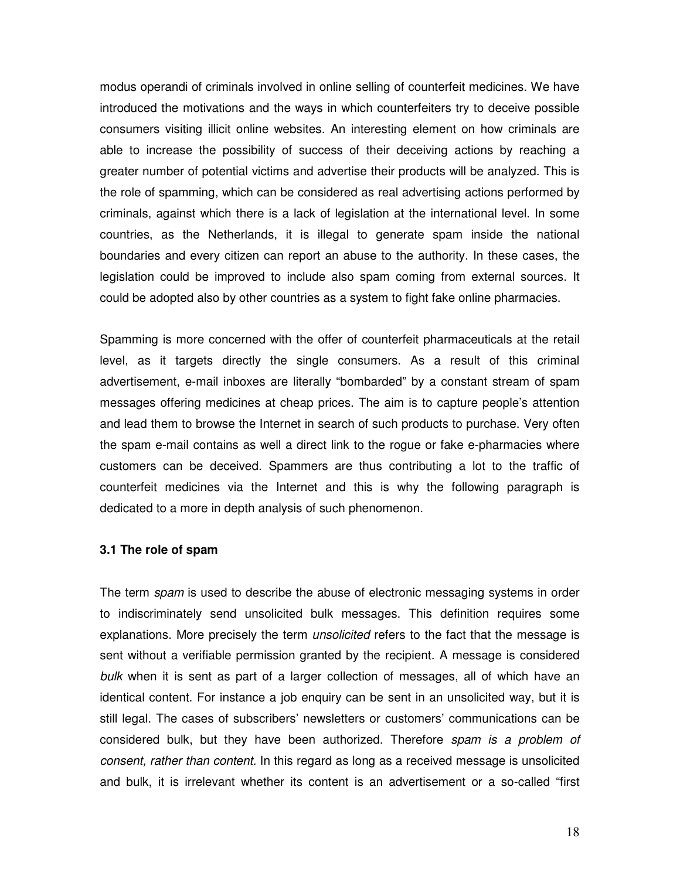modus operandi of criminals involved in online selling of counterfeit medicines. We have introduced the motivations and the ways in which counterfeiters try to deceive possible consumers visiting illicit online websites. An interesting element on how criminals are able to increase the possibility of success of their deceiving actions by reaching a greater number of potential victims and advertise their products will be analyzed. This is the role of spamming, which can be considered as real advertising actions performed by criminals, against which there is a lack of legislation at the international level. In some countries, as the Netherlands, it is illegal to generate spam inside the national boundaries and every citizen can report an abuse to the authority. In these cases, the legislation could be improved to include also spam coming from external sources. It could be adopted also by other countries as a system to fight fake online pharmacies.

Spamming is more concerned with the offer of counterfeit pharmaceuticals at the retail level, as it targets directly the single consumers. As a result of this criminal advertisement, e-mail inboxes are literally "bombarded" by a constant stream of spam messages offering medicines at cheap prices. The aim is to capture people's attention and lead them to browse the Internet in search of such products to purchase. Very often the spam e-mail contains as well a direct link to the rogue or fake e-pharmacies where customers can be deceived. Spammers are thus contributing a lot to the traffic of counterfeit medicines via the Internet and this is why the following paragraph is dedicated to a more in depth analysis of such phenomenon.

### 3.1 The role of spam

The term *spam* is used to describe the abuse of electronic messaging systems in order to indiscriminately send unsolicited bulk messages. This definition requires some explanations. More precisely the term *unsolicited* refers to the fact that the message is sent without a verifiable permission granted by the recipient. A message is considered *bulk* when it is sent as part of a larger collection of messages, all of which have an identical content. For instance a job enquiry can be sent in an unsolicited way, but it is still legal. The cases of subscribers' newsletters or customers' communications can be considered bulk, but they have been authorized. Therefore *spam is a problem of consent, rather than content.* In this regard as long as a received message is unsolicited and bulk, it is irrelevant whether its content is an advertisement or a so-called "first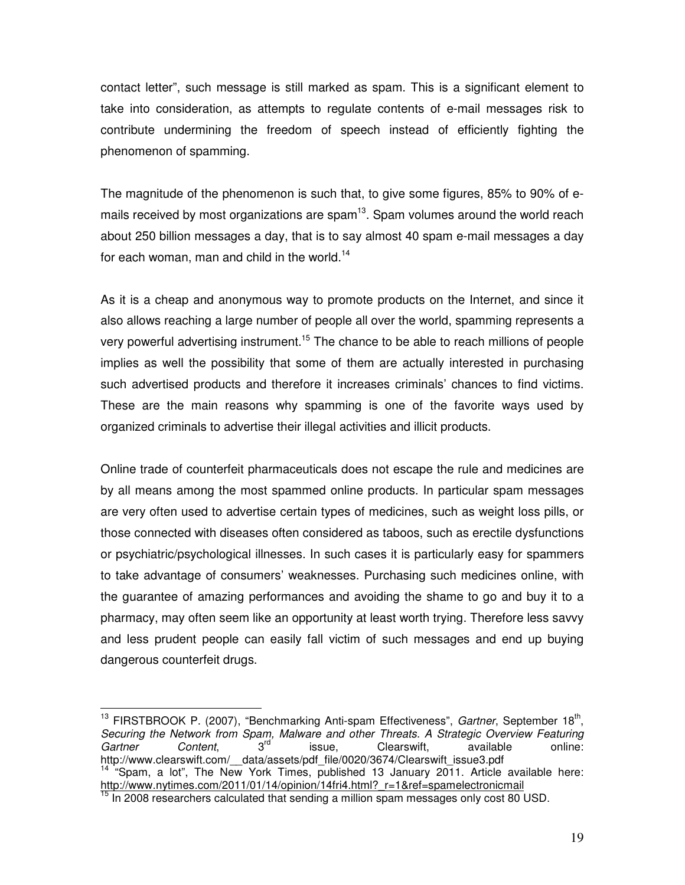contact letter", such message is still marked as spam. This is a significant element to take into consideration, as attempts to regulate contents of e-mail messages risk to contribute undermining the freedom of speech instead of efficiently fighting the phenomenon of spamming.

The magnitude of the phenomenon is such that, to give some figures, 85% to 90% of e-mails received by most organizations are spam[13]. Spam volumes around the world reach about 250 billion messages a day, that is to say almost 40 spam e-mail messages a day for each woman, man and child in the world.[14]

As it is a cheap and anonymous way to promote products on the Internet, and since it also allows reaching a large number of people all over the world, spamming represents a very powerful advertising instrument.[15] The chance to be able to reach millions of people implies as well the possibility that some of them are actually interested in purchasing such advertised products and therefore it increases criminals' chances to find victims. These are the main reasons why spamming is one of the favorite ways used by organized criminals to advertise their illegal activities and illicit products.

Online trade of counterfeit pharmaceuticals does not escape the rule and medicines are by all means among the most spammed online products. In particular spam messages are very often used to advertise certain types of medicines, such as weight loss pills, or those connected with diseases often considered as taboos, such as erectile dysfunctions or psychiatric/psychological illnesses. In such cases it is particularly easy for spammers to take advantage of consumers' weaknesses. Purchasing such medicines online, with the guarantee of amazing performances and avoiding the shame to go and buy it to a pharmacy, may often seem like an opportunity at least worth trying. Therefore less savvy and less prudent people can easily fall victim of such messages and end up buying dangerous counterfeit drugs.

---

[13] FIRSTBROOK P. (2007), "Benchmarking Anti-spam Effectiveness", *Gartner*, September 18th, *Securing the Network from Spam, Malware and other Threats. A Strategic Overview Featuring Gartner Content*, 3rd issue, Clearswift, available online: http://www.clearswift.com/__data/assets/pdf_file/0020/3674/Clearswift_issue3.pdf

[14] "Spam, a lot", The New York Times, published 13 January 2011. Article available here: http://www.nytimes.com/2011/01/14/opinion/14fri4.html?_r=1&ref=spamelectronicmail

[15] In 2008 researchers calculated that sending a million spam messages only cost 80 USD.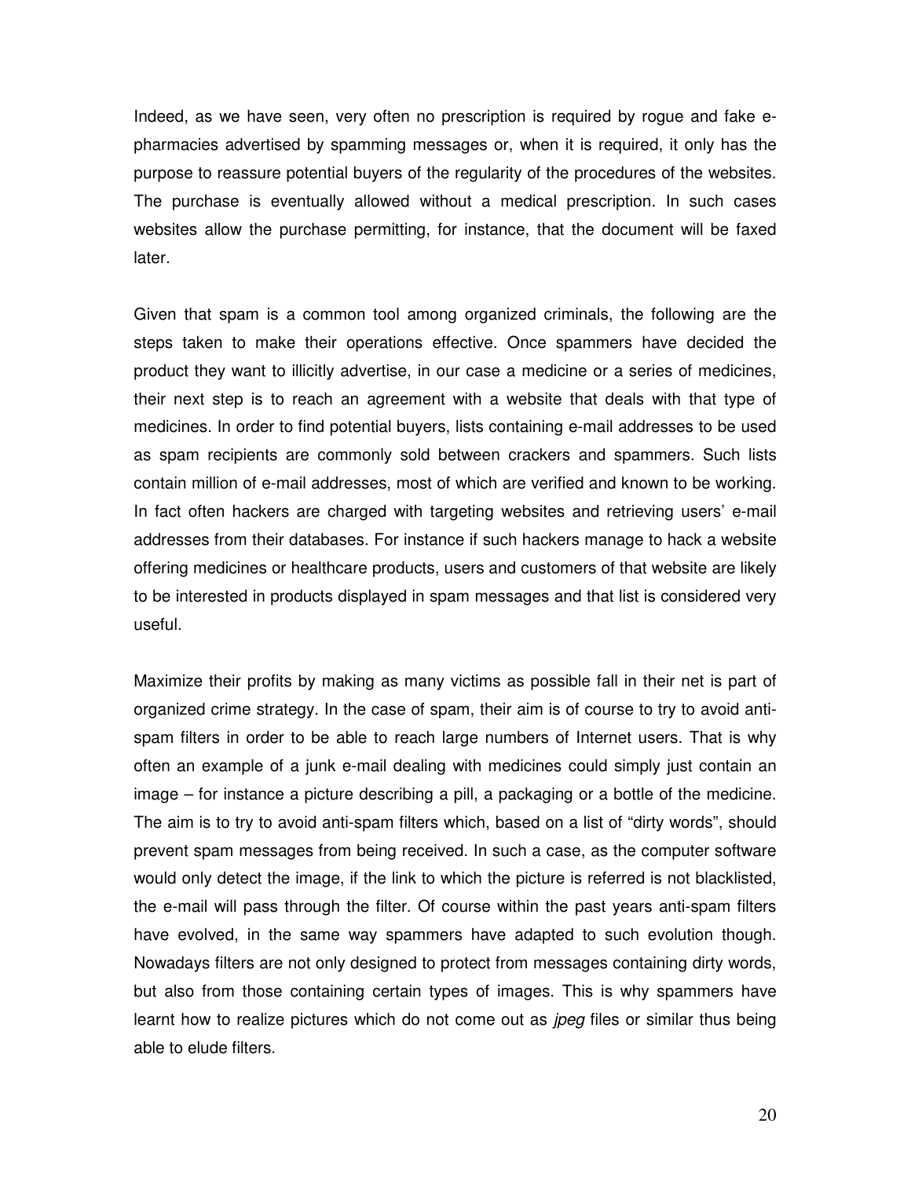Indeed, as we have seen, very often no prescription is required by rogue and fake e-pharmacies advertised by spamming messages or, when it is required, it only has the purpose to reassure potential buyers of the regularity of the procedures of the websites. The purchase is eventually allowed without a medical prescription. In such cases websites allow the purchase permitting, for instance, that the document will be faxed later.

Given that spam is a common tool among organized criminals, the following are the steps taken to make their operations effective. Once spammers have decided the product they want to illicitly advertise, in our case a medicine or a series of medicines, their next step is to reach an agreement with a website that deals with that type of medicines. In order to find potential buyers, lists containing e-mail addresses to be used as spam recipients are commonly sold between crackers and spammers. Such lists contain million of e-mail addresses, most of which are verified and known to be working. In fact often hackers are charged with targeting websites and retrieving users' e-mail addresses from their databases. For instance if such hackers manage to hack a website offering medicines or healthcare products, users and customers of that website are likely to be interested in products displayed in spam messages and that list is considered very useful.

Maximize their profits by making as many victims as possible fall in their net is part of organized crime strategy. In the case of spam, their aim is of course to try to avoid anti-spam filters in order to be able to reach large numbers of Internet users. That is why often an example of a junk e-mail dealing with medicines could simply just contain an image – for instance a picture describing a pill, a packaging or a bottle of the medicine. The aim is to try to avoid anti-spam filters which, based on a list of "dirty words", should prevent spam messages from being received. In such a case, as the computer software would only detect the image, if the link to which the picture is referred is not blacklisted, the e-mail will pass through the filter. Of course within the past years anti-spam filters have evolved, in the same way spammers have adapted to such evolution though. Nowadays filters are not only designed to protect from messages containing dirty words, but also from those containing certain types of images. This is why spammers have learnt how to realize pictures which do not come out as *jpeg* files or similar thus being able to elude filters.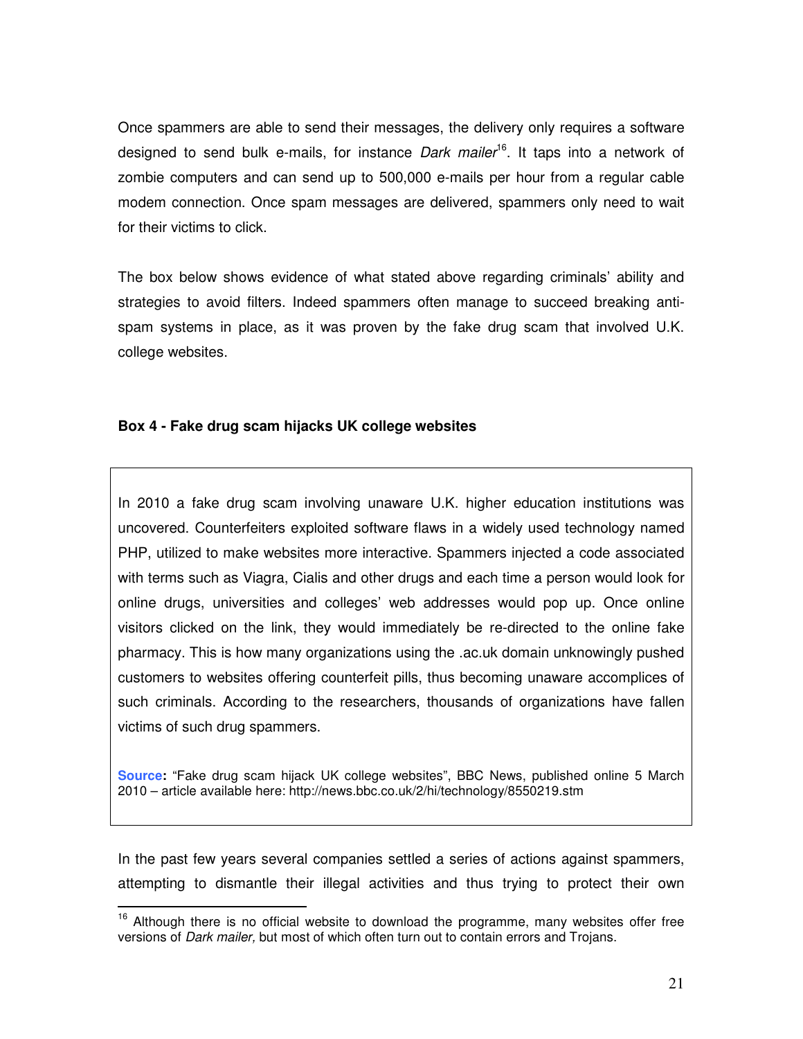Once spammers are able to send their messages, the delivery only requires a software designed to send bulk e-mails, for instance *Dark mailer*[16]. It taps into a network of zombie computers and can send up to 500,000 e-mails per hour from a regular cable modem connection. Once spam messages are delivered, spammers only need to wait for their victims to click.

The box below shows evidence of what stated above regarding criminals' ability and strategies to avoid filters. Indeed spammers often manage to succeed breaking anti-spam systems in place, as it was proven by the fake drug scam that involved U.K. college websites.

**Box 4 - Fake drug scam hijacks UK college websites**

> In 2010 a fake drug scam involving unaware U.K. higher education institutions was uncovered. Counterfeiters exploited software flaws in a widely used technology named PHP, utilized to make websites more interactive. Spammers injected a code associated with terms such as Viagra, Cialis and other drugs and each time a person would look for online drugs, universities and colleges' web addresses would pop up. Once online visitors clicked on the link, they would immediately be re-directed to the online fake pharmacy. This is how many organizations using the .ac.uk domain unknowingly pushed customers to websites offering counterfeit pills, thus becoming unaware accomplices of such criminals. According to the researchers, thousands of organizations have fallen victims of such drug spammers.
>
> **Source:** "Fake drug scam hijack UK college websites", BBC News, published online 5 March 2010 – article available here: http://news.bbc.co.uk/2/hi/technology/8550219.stm

In the past few years several companies settled a series of actions against spammers, attempting to dismantle their illegal activities and thus trying to protect their own

[16] Although there is no official website to download the programme, many websites offer free versions of *Dark mailer,* but most of which often turn out to contain errors and Trojans.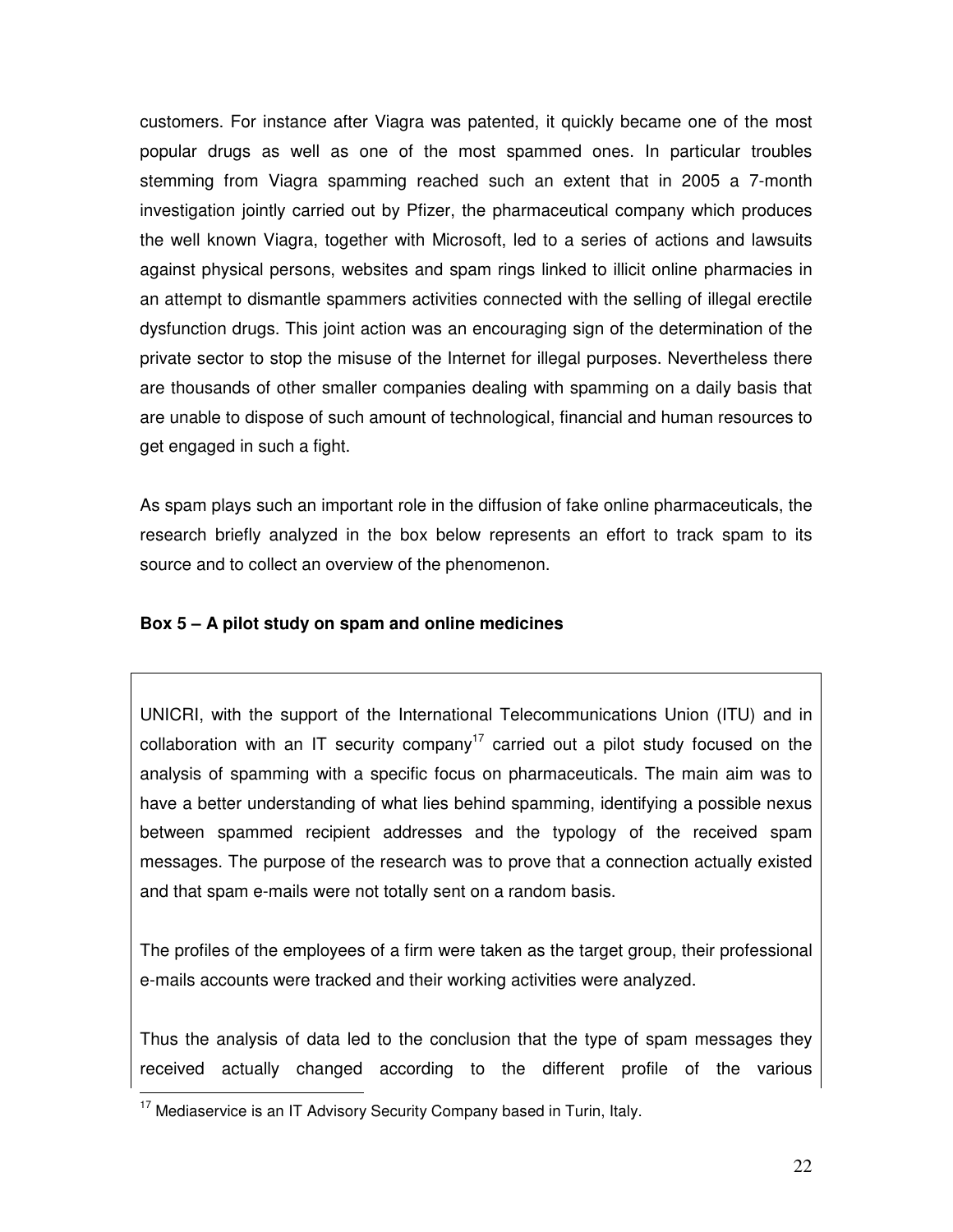customers. For instance after Viagra was patented, it quickly became one of the most popular drugs as well as one of the most spammed ones. In particular troubles stemming from Viagra spamming reached such an extent that in 2005 a 7-month investigation jointly carried out by Pfizer, the pharmaceutical company which produces the well known Viagra, together with Microsoft, led to a series of actions and lawsuits against physical persons, websites and spam rings linked to illicit online pharmacies in an attempt to dismantle spammers activities connected with the selling of illegal erectile dysfunction drugs. This joint action was an encouraging sign of the determination of the private sector to stop the misuse of the Internet for illegal purposes. Nevertheless there are thousands of other smaller companies dealing with spamming on a daily basis that are unable to dispose of such amount of technological, financial and human resources to get engaged in such a fight.

As spam plays such an important role in the diffusion of fake online pharmaceuticals, the research briefly analyzed in the box below represents an effort to track spam to its source and to collect an overview of the phenomenon.

**Box 5 – A pilot study on spam and online medicines**

UNICRI, with the support of the International Telecommunications Union (ITU) and in collaboration with an IT security company[17] carried out a pilot study focused on the analysis of spamming with a specific focus on pharmaceuticals. The main aim was to have a better understanding of what lies behind spamming, identifying a possible nexus between spammed recipient addresses and the typology of the received spam messages. The purpose of the research was to prove that a connection actually existed and that spam e-mails were not totally sent on a random basis.

The profiles of the employees of a firm were taken as the target group, their professional e-mails accounts were tracked and their working activities were analyzed.

Thus the analysis of data led to the conclusion that the type of spam messages they received actually changed according to the different profile of the various

[17] Mediaservice is an IT Advisory Security Company based in Turin, Italy.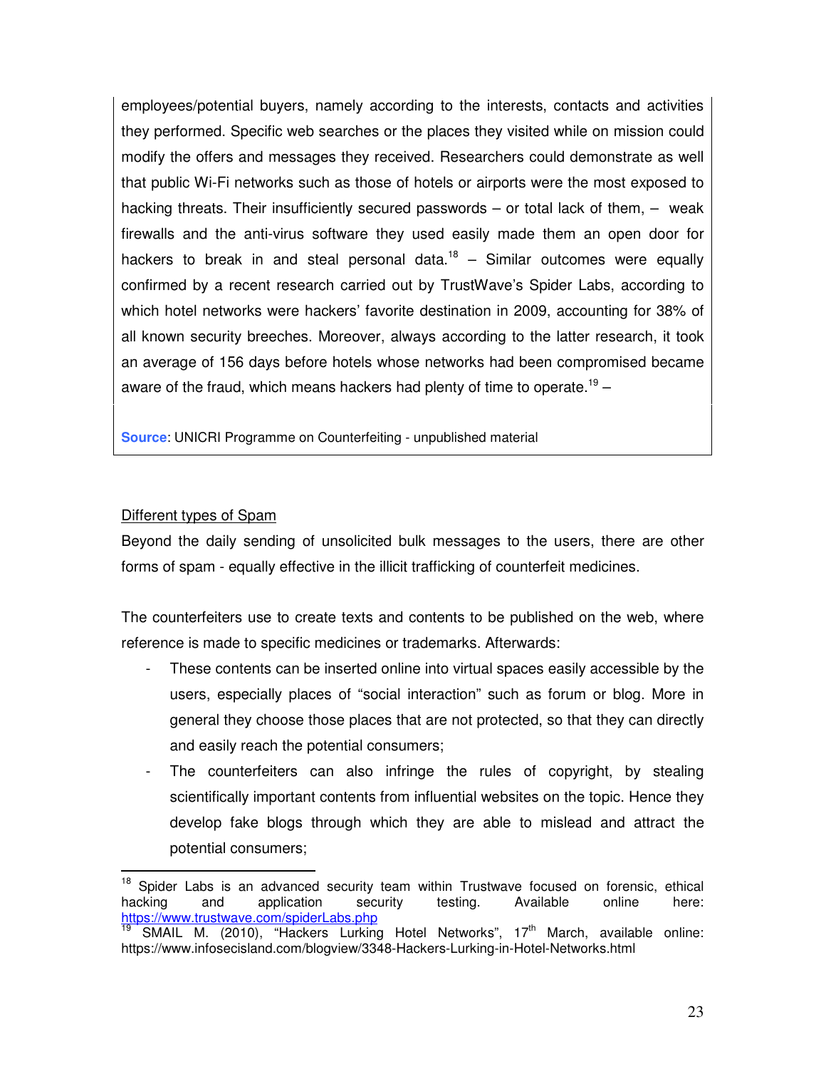employees/potential buyers, namely according to the interests, contacts and activities they performed. Specific web searches or the places they visited while on mission could modify the offers and messages they received. Researchers could demonstrate as well that public Wi-Fi networks such as those of hotels or airports were the most exposed to hacking threats. Their insufficiently secured passwords – or total lack of them, – weak firewalls and the anti-virus software they used easily made them an open door for hackers to break in and steal personal data.[18] – Similar outcomes were equally confirmed by a recent research carried out by TrustWave's Spider Labs, according to which hotel networks were hackers' favorite destination in 2009, accounting for 38% of all known security breeches. Moreover, always according to the latter research, it took an average of 156 days before hotels whose networks had been compromised became aware of the fraud, which means hackers had plenty of time to operate.[19] –

**Source**: UNICRI Programme on Counterfeiting - unpublished material

Different types of Spam

Beyond the daily sending of unsolicited bulk messages to the users, there are other forms of spam - equally effective in the illicit trafficking of counterfeit medicines.

The counterfeiters use to create texts and contents to be published on the web, where reference is made to specific medicines or trademarks. Afterwards:

- These contents can be inserted online into virtual spaces easily accessible by the users, especially places of "social interaction" such as forum or blog. More in general they choose those places that are not protected, so that they can directly and easily reach the potential consumers;
- The counterfeiters can also infringe the rules of copyright, by stealing scientifically important contents from influential websites on the topic. Hence they develop fake blogs through which they are able to mislead and attract the potential consumers;

---

[18] Spider Labs is an advanced security team within Trustwave focused on forensic, ethical hacking and application security testing. Available online here: https://www.trustwave.com/spiderLabs.php

[19] SMAIL M. (2010), "Hackers Lurking Hotel Networks", 17th March, available online: https://www.infosecisland.com/blogview/3348-Hackers-Lurking-in-Hotel-Networks.html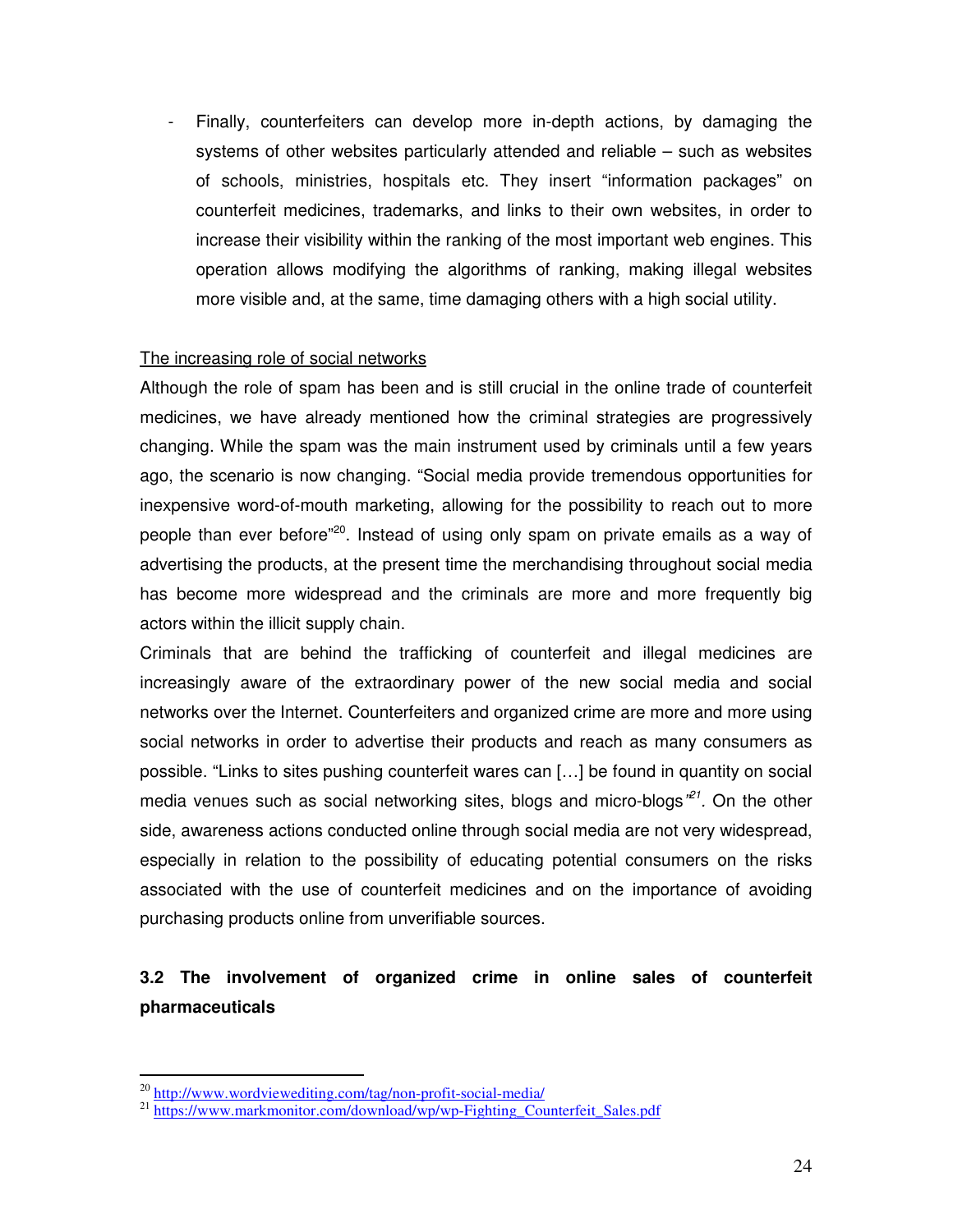- Finally, counterfeiters can develop more in-depth actions, by damaging the systems of other websites particularly attended and reliable – such as websites of schools, ministries, hospitals etc. They insert "information packages" on counterfeit medicines, trademarks, and links to their own websites, in order to increase their visibility within the ranking of the most important web engines. This operation allows modifying the algorithms of ranking, making illegal websites more visible and, at the same, time damaging others with a high social utility.

The increasing role of social networks

Although the role of spam has been and is still crucial in the online trade of counterfeit medicines, we have already mentioned how the criminal strategies are progressively changing. While the spam was the main instrument used by criminals until a few years ago, the scenario is now changing. "Social media provide tremendous opportunities for inexpensive word-of-mouth marketing, allowing for the possibility to reach out to more people than ever before"[20]. Instead of using only spam on private emails as a way of advertising the products, at the present time the merchandising throughout social media has become more widespread and the criminals are more and more frequently big actors within the illicit supply chain.

Criminals that are behind the trafficking of counterfeit and illegal medicines are increasingly aware of the extraordinary power of the new social media and social networks over the Internet. Counterfeiters and organized crime are more and more using social networks in order to advertise their products and reach as many consumers as possible. "Links to sites pushing counterfeit wares can […] be found in quantity on social media venues such as social networking sites, blogs and micro-blogs"[21]. On the other side, awareness actions conducted online through social media are not very widespread, especially in relation to the possibility of educating potential consumers on the risks associated with the use of counterfeit medicines and on the importance of avoiding purchasing products online from unverifiable sources.

### 3.2 The involvement of organized crime in online sales of counterfeit pharmaceuticals

---

[20] http://www.wordviewediting.com/tag/non-profit-social-media/

[21] https://www.markmonitor.com/download/wp/wp-Fighting_Counterfeit_Sales.pdf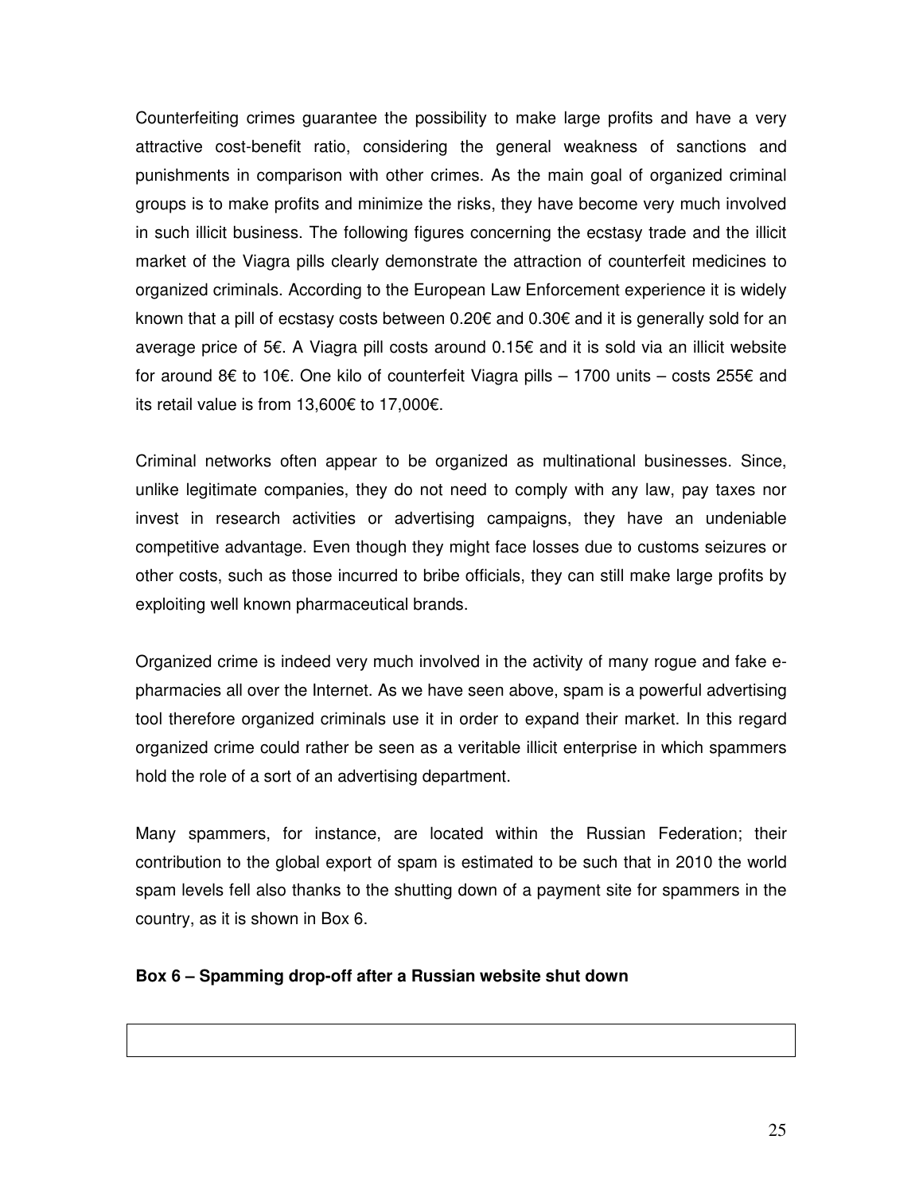Counterfeiting crimes guarantee the possibility to make large profits and have a very attractive cost-benefit ratio, considering the general weakness of sanctions and punishments in comparison with other crimes. As the main goal of organized criminal groups is to make profits and minimize the risks, they have become very much involved in such illicit business. The following figures concerning the ecstasy trade and the illicit market of the Viagra pills clearly demonstrate the attraction of counterfeit medicines to organized criminals. According to the European Law Enforcement experience it is widely known that a pill of ecstasy costs between 0.20€ and 0.30€ and it is generally sold for an average price of 5€. A Viagra pill costs around 0.15€ and it is sold via an illicit website for around 8€ to 10€. One kilo of counterfeit Viagra pills – 1700 units – costs 255€ and its retail value is from 13,600€ to 17,000€.

Criminal networks often appear to be organized as multinational businesses. Since, unlike legitimate companies, they do not need to comply with any law, pay taxes nor invest in research activities or advertising campaigns, they have an undeniable competitive advantage. Even though they might face losses due to customs seizures or other costs, such as those incurred to bribe officials, they can still make large profits by exploiting well known pharmaceutical brands.

Organized crime is indeed very much involved in the activity of many rogue and fake e-pharmacies all over the Internet. As we have seen above, spam is a powerful advertising tool therefore organized criminals use it in order to expand their market. In this regard organized crime could rather be seen as a veritable illicit enterprise in which spammers hold the role of a sort of an advertising department.

Many spammers, for instance, are located within the Russian Federation; their contribution to the global export of spam is estimated to be such that in 2010 the world spam levels fell also thanks to the shutting down of a payment site for spammers in the country, as it is shown in Box 6.

**Box 6 – Spamming drop-off after a Russian website shut down**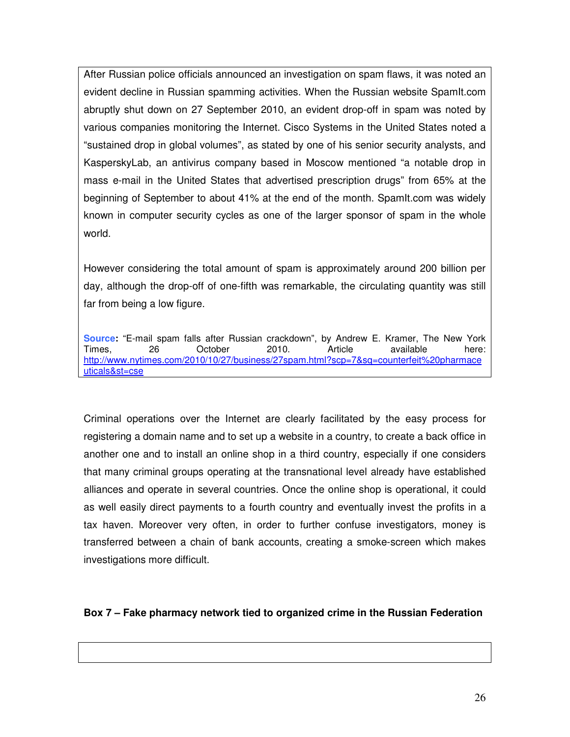After Russian police officials announced an investigation on spam flaws, it was noted an evident decline in Russian spamming activities. When the Russian website SpamIt.com abruptly shut down on 27 September 2010, an evident drop-off in spam was noted by various companies monitoring the Internet. Cisco Systems in the United States noted a "sustained drop in global volumes", as stated by one of his senior security analysts, and KasperskyLab, an antivirus company based in Moscow mentioned "a notable drop in mass e-mail in the United States that advertised prescription drugs" from 65% at the beginning of September to about 41% at the end of the month. SpamIt.com was widely known in computer security cycles as one of the larger sponsor of spam in the whole world.

However considering the total amount of spam is approximately around 200 billion per day, although the drop-off of one-fifth was remarkable, the circulating quantity was still far from being a low figure.

**Source:** "E-mail spam falls after Russian crackdown", by Andrew E. Kramer, The New York Times, 26 October 2010. Article available here: http://www.nytimes.com/2010/10/27/business/27spam.html?scp=7&sq=counterfeit%20pharmaceuticals&st=cse

Criminal operations over the Internet are clearly facilitated by the easy process for registering a domain name and to set up a website in a country, to create a back office in another one and to install an online shop in a third country, especially if one considers that many criminal groups operating at the transnational level already have established alliances and operate in several countries. Once the online shop is operational, it could as well easily direct payments to a fourth country and eventually invest the profits in a tax haven. Moreover very often, in order to further confuse investigators, money is transferred between a chain of bank accounts, creating a smoke-screen which makes investigations more difficult.

**Box 7 – Fake pharmacy network tied to organized crime in the Russian Federation**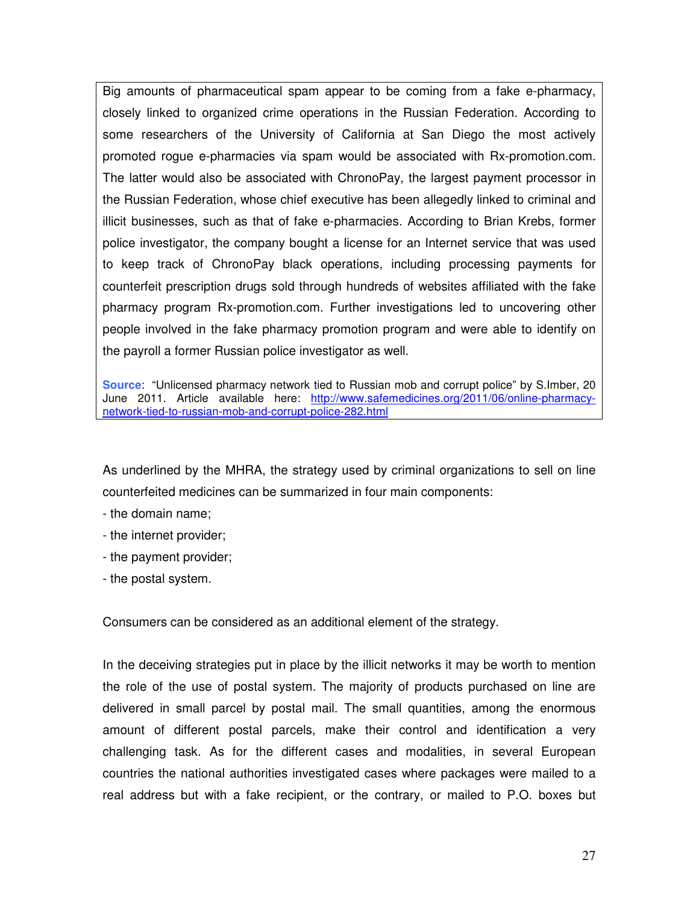Big amounts of pharmaceutical spam appear to be coming from a fake e-pharmacy, closely linked to organized crime operations in the Russian Federation. According to some researchers of the University of California at San Diego the most actively promoted rogue e-pharmacies via spam would be associated with Rx-promotion.com. The latter would also be associated with ChronoPay, the largest payment processor in the Russian Federation, whose chief executive has been allegedly linked to criminal and illicit businesses, such as that of fake e-pharmacies. According to Brian Krebs, former police investigator, the company bought a license for an Internet service that was used to keep track of ChronoPay black operations, including processing payments for counterfeit prescription drugs sold through hundreds of websites affiliated with the fake pharmacy program Rx-promotion.com. Further investigations led to uncovering other people involved in the fake pharmacy promotion program and were able to identify on the payroll a former Russian police investigator as well.

**Source**: "Unlicensed pharmacy network tied to Russian mob and corrupt police" by S.Imber, 20 June 2011. Article available here: [http://www.safemedicines.org/2011/06/online-pharmacy-network-tied-to-russian-mob-and-corrupt-police-282.html](http://www.safemedicines.org/2011/06/online-pharmacy-network-tied-to-russian-mob-and-corrupt-police-282.html)

As underlined by the MHRA, the strategy used by criminal organizations to sell on line counterfeited medicines can be summarized in four main components:

- the domain name;
- the internet provider;
- the payment provider;
- the postal system.

Consumers can be considered as an additional element of the strategy.

In the deceiving strategies put in place by the illicit networks it may be worth to mention the role of the use of postal system. The majority of products purchased on line are delivered in small parcel by postal mail. The small quantities, among the enormous amount of different postal parcels, make their control and identification a very challenging task. As for the different cases and modalities, in several European countries the national authorities investigated cases where packages were mailed to a real address but with a fake recipient, or the contrary, or mailed to P.O. boxes but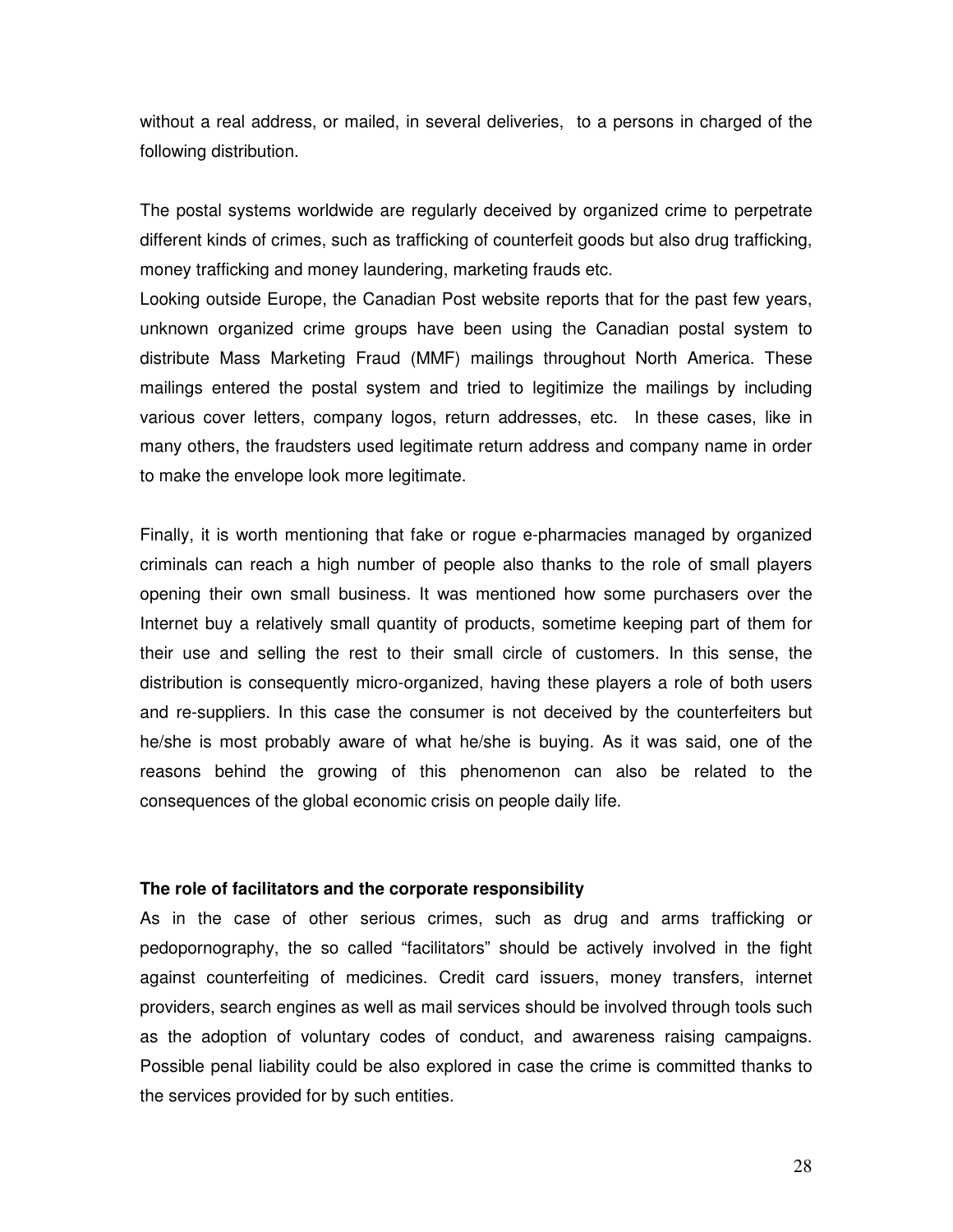without a real address, or mailed, in several deliveries,  to a persons in charged of the following distribution.

The postal systems worldwide are regularly deceived by organized crime to perpetrate different kinds of crimes, such as trafficking of counterfeit goods but also drug trafficking, money trafficking and money laundering, marketing frauds etc.
Looking outside Europe, the Canadian Post website reports that for the past few years, unknown organized crime groups have been using the Canadian postal system to distribute Mass Marketing Fraud (MMF) mailings throughout North America. These mailings entered the postal system and tried to legitimize the mailings by including various cover letters, company logos, return addresses, etc.  In these cases, like in many others, the fraudsters used legitimate return address and company name in order to make the envelope look more legitimate.

Finally, it is worth mentioning that fake or rogue e-pharmacies managed by organized criminals can reach a high number of people also thanks to the role of small players opening their own small business. It was mentioned how some purchasers over the Internet buy a relatively small quantity of products, sometime keeping part of them for their use and selling the rest to their small circle of customers. In this sense, the distribution is consequently micro-organized, having these players a role of both users and re-suppliers. In this case the consumer is not deceived by the counterfeiters but he/she is most probably aware of what he/she is buying. As it was said, one of the reasons behind the growing of this phenomenon can also be related to the consequences of the global economic crisis on people daily life.

**The role of facilitators and the corporate responsibility**

As in the case of other serious crimes, such as drug and arms trafficking or pedopornography, the so called "facilitators" should be actively involved in the fight against counterfeiting of medicines. Credit card issuers, money transfers, internet providers, search engines as well as mail services should be involved through tools such as the adoption of voluntary codes of conduct, and awareness raising campaigns. Possible penal liability could be also explored in case the crime is committed thanks to the services provided for by such entities.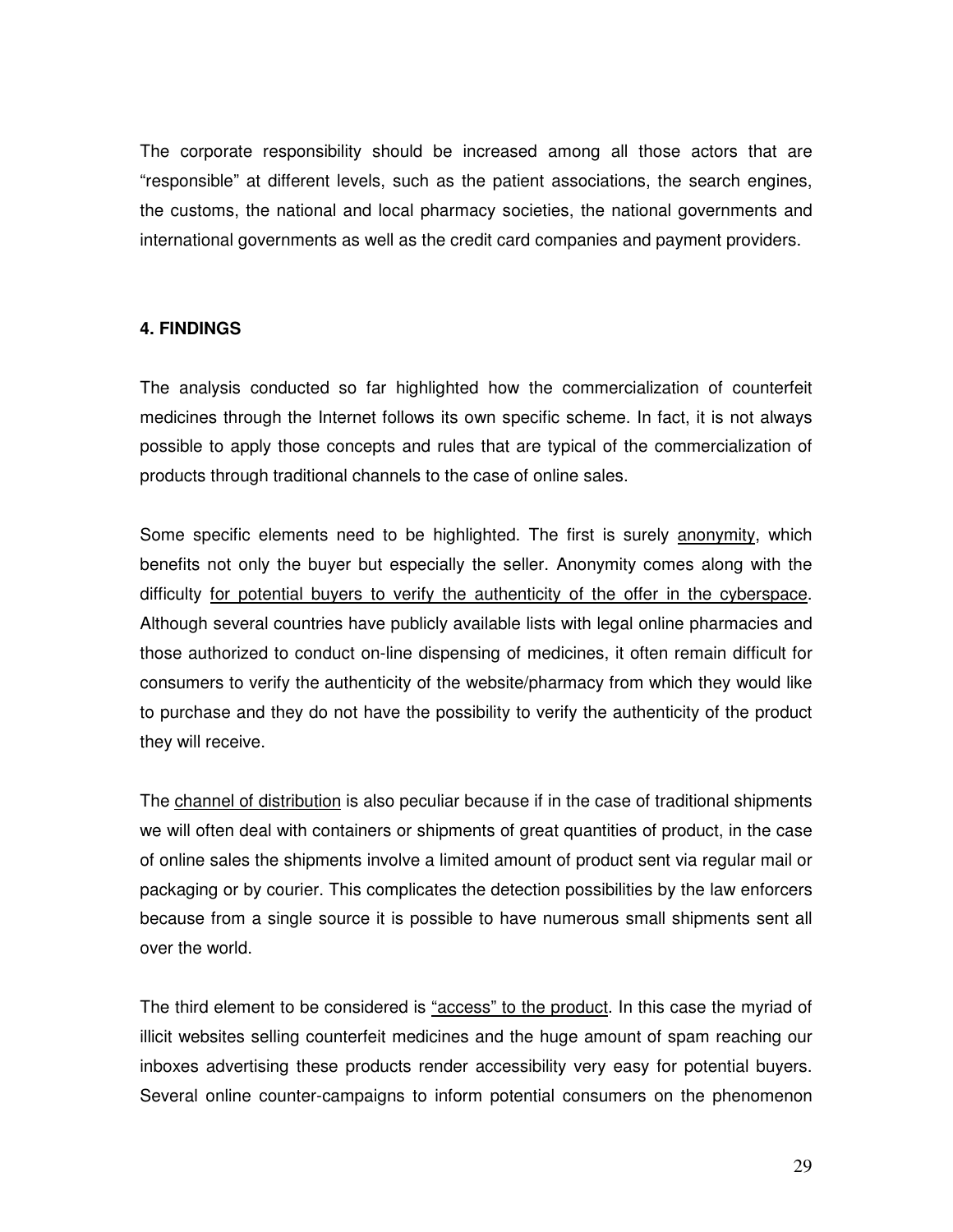The corporate responsibility should be increased among all those actors that are "responsible" at different levels, such as the patient associations, the search engines, the customs, the national and local pharmacy societies, the national governments and international governments as well as the credit card companies and payment providers.

## 4. FINDINGS

The analysis conducted so far highlighted how the commercialization of counterfeit medicines through the Internet follows its own specific scheme. In fact, it is not always possible to apply those concepts and rules that are typical of the commercialization of products through traditional channels to the case of online sales.

Some specific elements need to be highlighted. The first is surely <u>anonymity</u>, which benefits not only the buyer but especially the seller. Anonymity comes along with the difficulty <u>for potential buyers to verify the authenticity of the offer in the cyberspace</u>. Although several countries have publicly available lists with legal online pharmacies and those authorized to conduct on-line dispensing of medicines, it often remain difficult for consumers to verify the authenticity of the website/pharmacy from which they would like to purchase and they do not have the possibility to verify the authenticity of the product they will receive.

The <u>channel of distribution</u> is also peculiar because if in the case of traditional shipments we will often deal with containers or shipments of great quantities of product, in the case of online sales the shipments involve a limited amount of product sent via regular mail or packaging or by courier. This complicates the detection possibilities by the law enforcers because from a single source it is possible to have numerous small shipments sent all over the world.

The third element to be considered is <u>"access" to the product</u>. In this case the myriad of illicit websites selling counterfeit medicines and the huge amount of spam reaching our inboxes advertising these products render accessibility very easy for potential buyers. Several online counter-campaigns to inform potential consumers on the phenomenon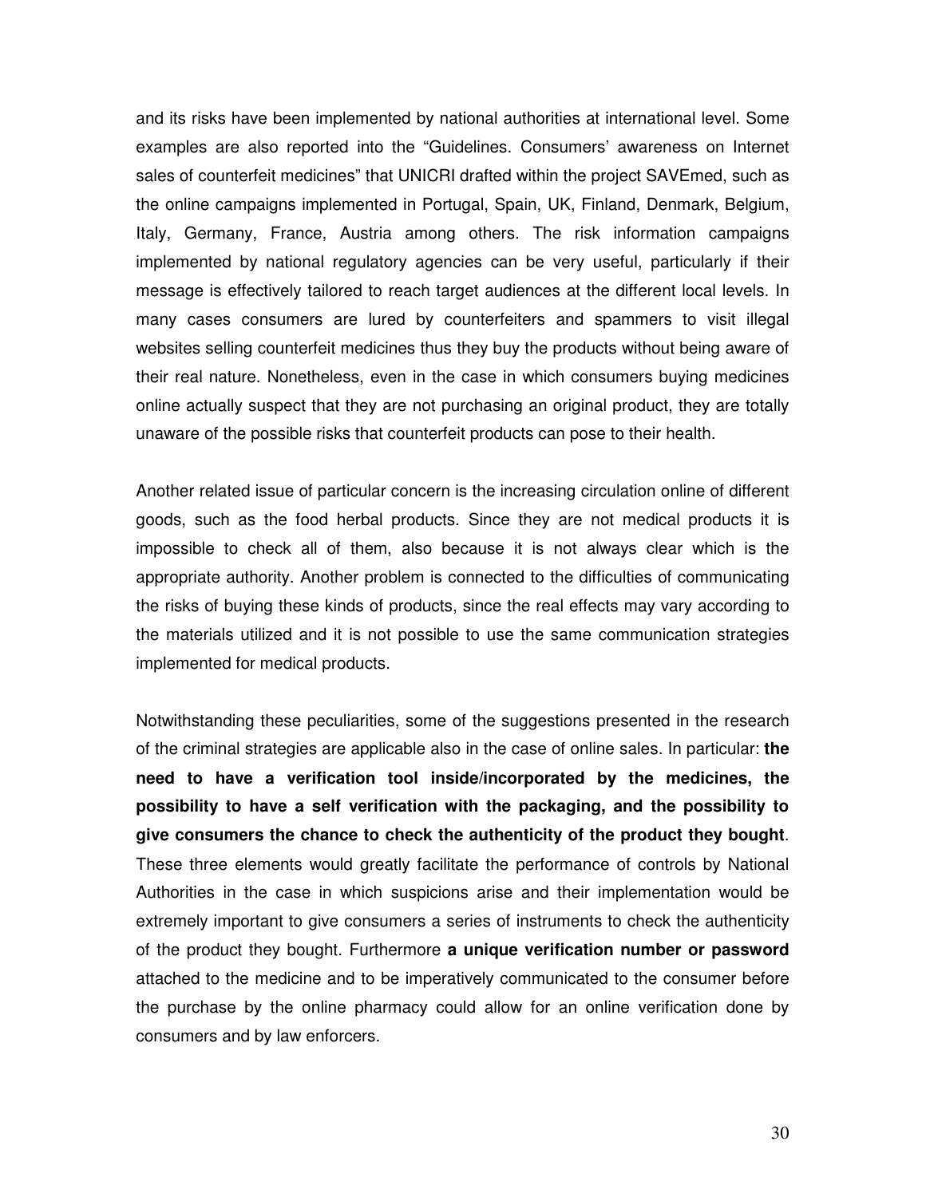and its risks have been implemented by national authorities at international level. Some examples are also reported into the "Guidelines. Consumers' awareness on Internet sales of counterfeit medicines" that UNICRI drafted within the project SAVEmed, such as the online campaigns implemented in Portugal, Spain, UK, Finland, Denmark, Belgium, Italy, Germany, France, Austria among others. The risk information campaigns implemented by national regulatory agencies can be very useful, particularly if their message is effectively tailored to reach target audiences at the different local levels. In many cases consumers are lured by counterfeiters and spammers to visit illegal websites selling counterfeit medicines thus they buy the products without being aware of their real nature. Nonetheless, even in the case in which consumers buying medicines online actually suspect that they are not purchasing an original product, they are totally unaware of the possible risks that counterfeit products can pose to their health.

Another related issue of particular concern is the increasing circulation online of different goods, such as the food herbal products. Since they are not medical products it is impossible to check all of them, also because it is not always clear which is the appropriate authority. Another problem is connected to the difficulties of communicating the risks of buying these kinds of products, since the real effects may vary according to the materials utilized and it is not possible to use the same communication strategies implemented for medical products.

Notwithstanding these peculiarities, some of the suggestions presented in the research of the criminal strategies are applicable also in the case of online sales. In particular: **the need to have a verification tool inside/incorporated by the medicines, the possibility to have a self verification with the packaging, and the possibility to give consumers the chance to check the authenticity of the product they bought**. These three elements would greatly facilitate the performance of controls by National Authorities in the case in which suspicions arise and their implementation would be extremely important to give consumers a series of instruments to check the authenticity of the product they bought. Furthermore **a unique verification number or password** attached to the medicine and to be imperatively communicated to the consumer before the purchase by the online pharmacy could allow for an online verification done by consumers and by law enforcers.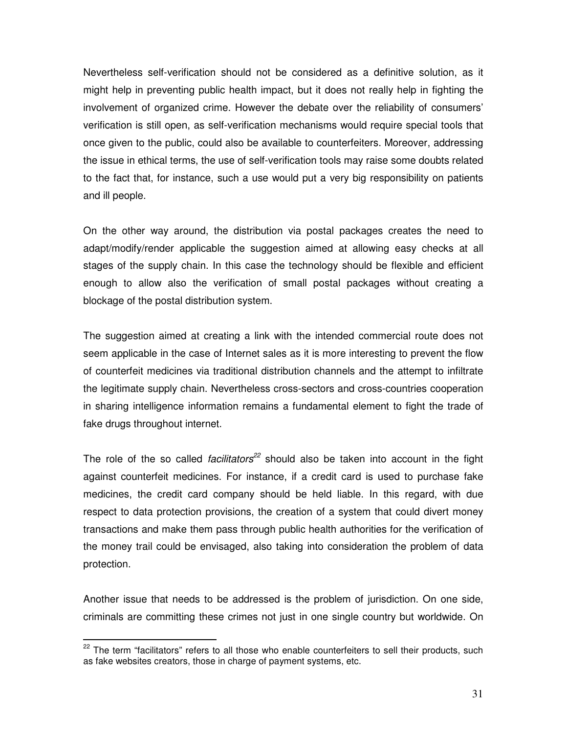Nevertheless self-verification should not be considered as a definitive solution, as it might help in preventing public health impact, but it does not really help in fighting the involvement of organized crime. However the debate over the reliability of consumers' verification is still open, as self-verification mechanisms would require special tools that once given to the public, could also be available to counterfeiters. Moreover, addressing the issue in ethical terms, the use of self-verification tools may raise some doubts related to the fact that, for instance, such a use would put a very big responsibility on patients and ill people.

On the other way around, the distribution via postal packages creates the need to adapt/modify/render applicable the suggestion aimed at allowing easy checks at all stages of the supply chain. In this case the technology should be flexible and efficient enough to allow also the verification of small postal packages without creating a blockage of the postal distribution system.

The suggestion aimed at creating a link with the intended commercial route does not seem applicable in the case of Internet sales as it is more interesting to prevent the flow of counterfeit medicines via traditional distribution channels and the attempt to infiltrate the legitimate supply chain. Nevertheless cross-sectors and cross-countries cooperation in sharing intelligence information remains a fundamental element to fight the trade of fake drugs throughout internet.

The role of the so called *facilitators*[22] should also be taken into account in the fight against counterfeit medicines. For instance, if a credit card is used to purchase fake medicines, the credit card company should be held liable. In this regard, with due respect to data protection provisions, the creation of a system that could divert money transactions and make them pass through public health authorities for the verification of the money trail could be envisaged, also taking into consideration the problem of data protection.

Another issue that needs to be addressed is the problem of jurisdiction. On one side, criminals are committing these crimes not just in one single country but worldwide. On

[22] The term "facilitators" refers to all those who enable counterfeiters to sell their products, such as fake websites creators, those in charge of payment systems, etc.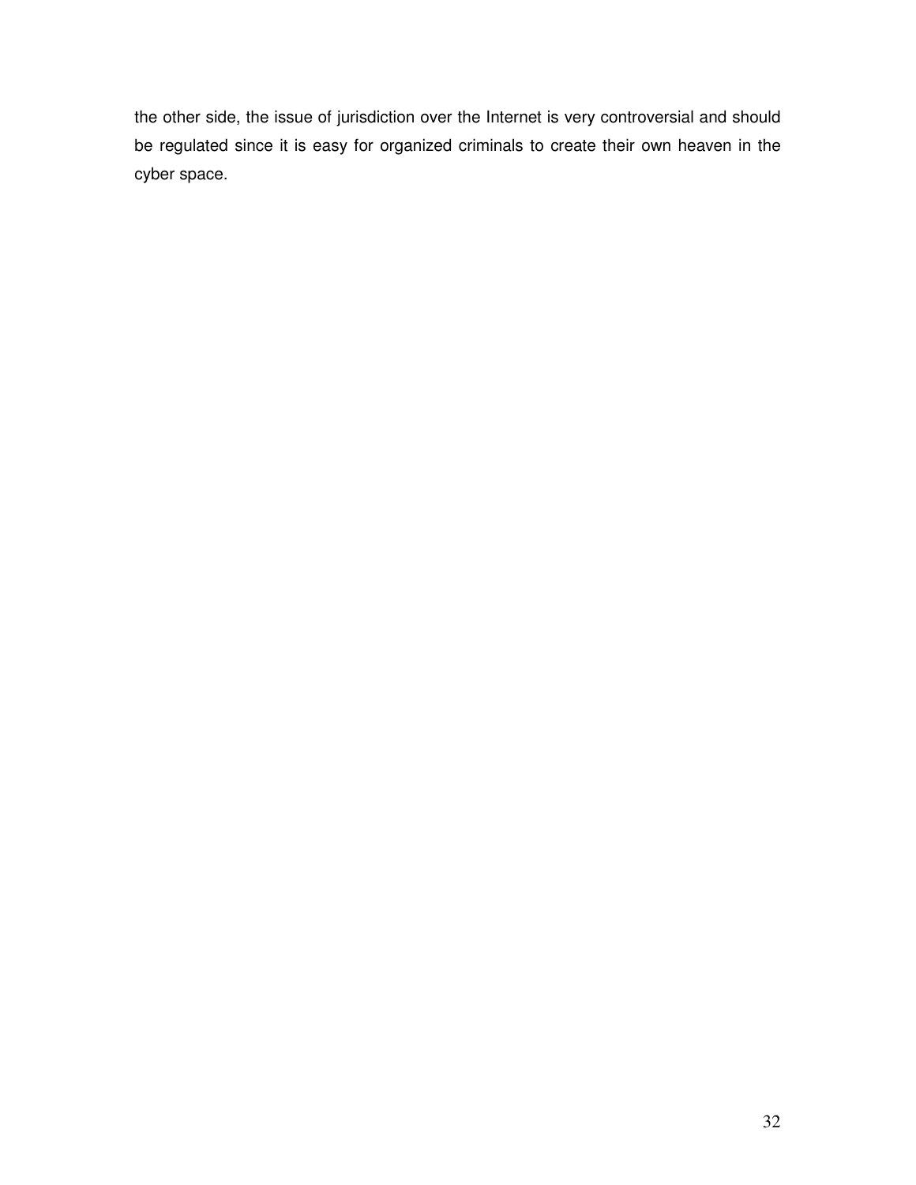the other side, the issue of jurisdiction over the Internet is very controversial and should be regulated since it is easy for organized criminals to create their own heaven in the cyber space.